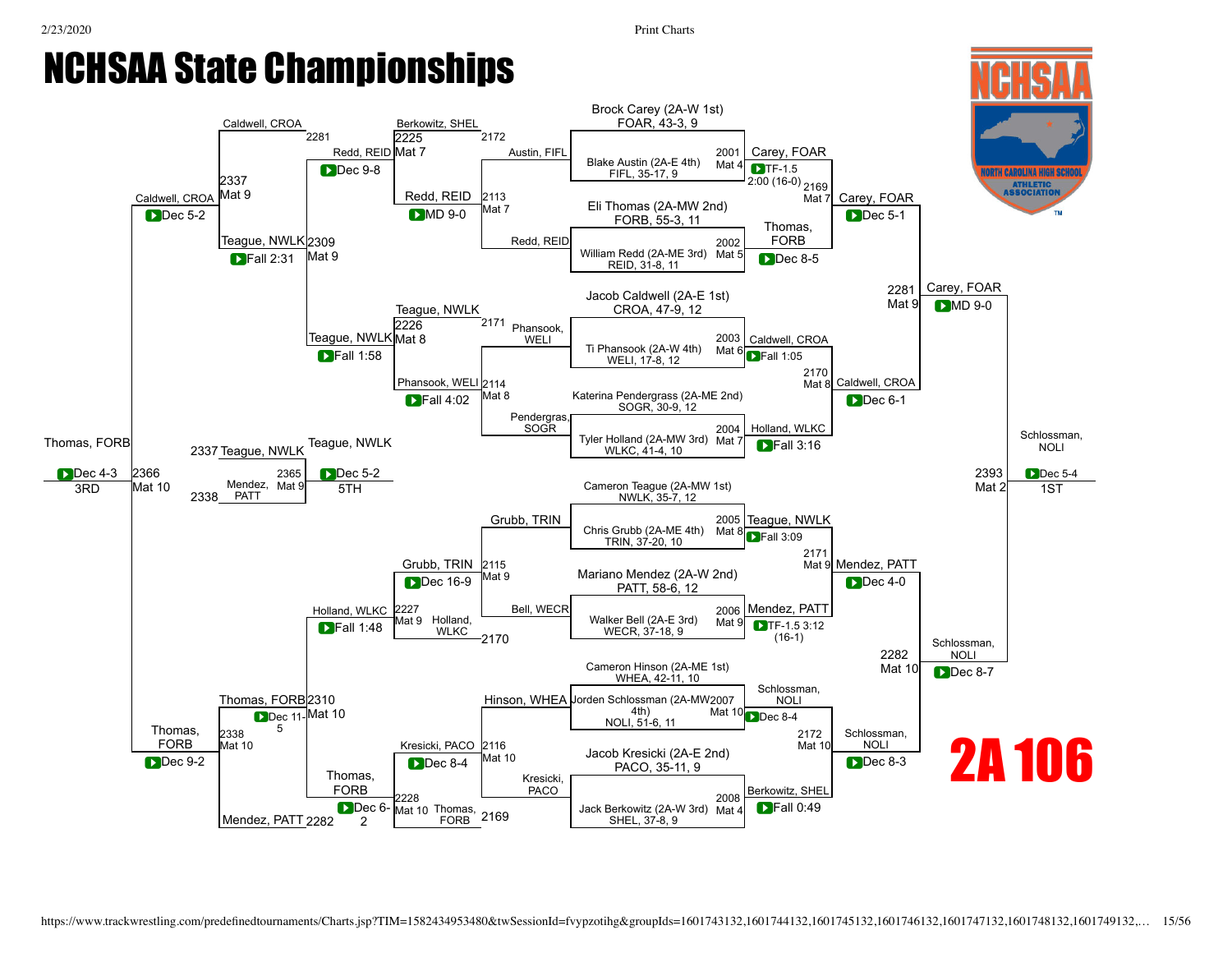# NCHSAA State Championships

## 2A 106

### Championship Bracket

**Top Half**

- Bout 2001 (Mat 4): Brock Carey (2A-W 1st) FOAR, 43-3, 9 vs Blake Austin (2A-E 4th) FIFL, 35-17, 9 — Carey, FOAR, TF-1.5 2:00 (16-0)
- Bout 2002 (Mat 5): Eli Thomas (2A-MW 2nd) FORB, 55-3, 11 vs William Redd (2A-ME 3rd) REID, 31-8, 11 — Thomas, FORB, Dec 8-5
- Bout 2003 (Mat 6): Jacob Caldwell (2A-E 1st) CROA, 47-9, 12 vs Ti Phansook (2A-W 4th) WELI, 17-8, 12 — Caldwell, CROA, Fall 1:05
- Bout 2004 (Mat 7): Katerina Pendergrass (2A-ME 2nd) SOGR, 30-9, 12 vs Tyler Holland (2A-MW 3rd) WLKC, 41-4, 10 — Holland, WLKC, Fall 3:16
- Bout 2169 (Mat 7): Carey, FOAR vs Thomas, FORB — Carey, FOAR, Dec 5-1
- Bout 2170 (Mat 8): Caldwell, CROA vs Holland, WLKC — Caldwell, CROA, Dec 6-1
- Bout 2281 (Mat 9): Carey, FOAR vs Caldwell, CROA — Carey, FOAR, MD 9-0

**Bottom Half**

- Bout 2005 (Mat 8): Cameron Teague (2A-MW 1st) NWLK, 35-7, 12 vs Chris Grubb (2A-ME 4th) TRIN, 37-20, 10 — Teague, NWLK, Fall 3:09
- Bout 2006 (Mat 9): Mariano Mendez (2A-W 2nd) PATT, 58-6, 12 vs Walker Bell (2A-E 3rd) WECR, 37-18, 9 — Mendez, PATT, TF-1.5 3:12 (16-1)
- Bout 2007 (Mat 10): Cameron Hinson (2A-ME 1st) WHEA, 42-11, 10 vs Jorden Schlossman (2A-MW 4th) NOLI, 51-6, 11 — Schlossman, NOLI, Dec 8-4
- Bout 2008 (Mat 4): Jacob Kresicki (2A-E 2nd) PACO, 35-11, 9 vs Jack Berkowitz (2A-W 3rd) SHEL, 37-8, 9 — Berkowitz, SHEL, Fall 0:49
- Bout 2171 (Mat 9): Teague, NWLK vs Mendez, PATT — Mendez, PATT, Dec 4-0
- Bout 2172 (Mat 10): Schlossman, NOLI vs Berkowitz, SHEL — Schlossman, NOLI, Dec 8-3
- Bout 2282 (Mat 10): Mendez, PATT vs Schlossman, NOLI — Schlossman, NOLI, Dec 8-7

**Final**

- Bout 2393 (Mat 2): Carey, FOAR vs Schlossman, NOLI — Schlossman, NOLI, Dec 5-4 — **1ST**

### Consolation Bracket

**Top Half**

- Bout 2113 (Mat 7): Austin, FIFL vs Redd, REID — Redd, REID, MD 9-0
- Bout 2114 (Mat 8): Phansook, WELI vs Pendergras, SOGR — Phansook, WELI, Fall 4:02
- Bout 2225 (Mat 7): Berkowitz, SHEL vs Redd, REID — Redd, REID, Dec 9-8
- Bout 2226 (Mat 8): Teague, NWLK vs Phansook, WELI — Teague, NWLK, Fall 1:58
- Bout 2309 (Mat 9): Redd, REID vs Teague, NWLK — Teague, NWLK, Fall 2:31
- Bout 2337 (Mat 9): Caldwell, CROA vs Teague, NWLK — Caldwell, CROA, Dec 5-2

**Bottom Half**

- Bout 2115 (Mat 9): Grubb, TRIN vs Bell, WECR — Grubb, TRIN, Dec 16-9
- Bout 2116 (Mat 10): Hinson, WHEA vs Kresicki, PACO — Kresicki, PACO, Dec 8-4
- Bout 2227 (Mat 9): Grubb, TRIN vs Holland, WLKC — Holland, WLKC, Fall 1:48
- Bout 2228 (Mat 10): Kresicki, PACO vs Thomas, FORB — Thomas, FORB, Dec 6-2
- Bout 2310 (Mat 10): Holland, WLKC vs Thomas, FORB — Thomas, FORB, Dec 11-5
- Bout 2338 (Mat 10): Thomas, FORB vs Mendez, PATT — Thomas, FORB, Dec 9-2

**Placement Bouts**

- Bout 2366 (Mat 10) — 3rd Place: Caldwell, CROA vs Thomas, FORB — Thomas, FORB, Dec 4-3 — **3RD**
- Bout 2365 (Mat 9) — 5th Place: Teague, NWLK vs Mendez, PATT — Teague, NWLK, Dec 5-2 — **5TH**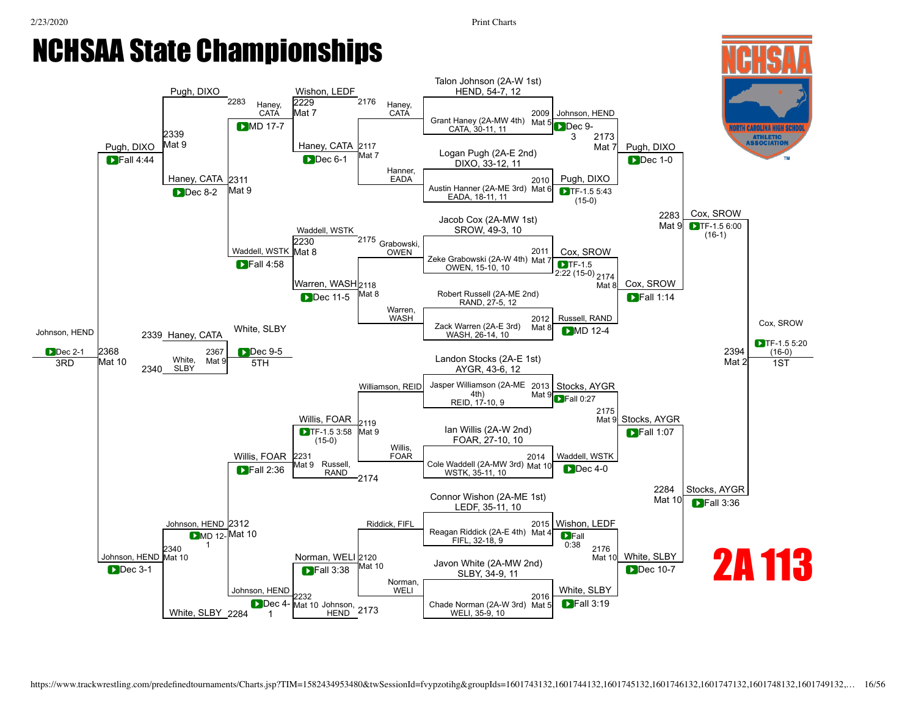# NCHSAA State Championships

## 2A 113

### Championship Bracket – First Round

| Bout | Mat | Wrestler | Opponent | Winner | Result |
|---|---|---|---|---|---|
| 2009 | Mat 5 | Talon Johnson (2A-W 1st) HEND, 54-7, 12 | Grant Haney (2A-MW 4th) CATA, 30-11, 11 | Johnson, HEND | Dec 9-3 |
| 2010 | Mat 6 | Logan Pugh (2A-E 2nd) DIXO, 33-12, 11 | Austin Hanner (2A-ME 3rd) EADA, 18-11, 11 | Pugh, DIXO | TF-1.5 5:43 (15-0) |
| 2011 | Mat 7 | Jacob Cox (2A-MW 1st) SROW, 49-3, 10 | Zeke Grabowski (2A-W 4th) OWEN, 15-10, 10 | Cox, SROW | TF-1.5 2:22 (15-0) |
| 2012 | Mat 8 | Robert Russell (2A-ME 2nd) RAND, 27-5, 12 | Zack Warren (2A-E 3rd) WASH, 26-14, 10 | Russell, RAND | MD 12-4 |
| 2013 | Mat 9 | Landon Stocks (2A-E 1st) AYGR, 43-6, 12 | Jasper Williamson (2A-ME 4th) REID, 17-10, 9 | Stocks, AYGR | Fall 0:27 |
| 2014 | Mat 10 | Ian Willis (2A-W 2nd) FOAR, 27-10, 10 | Cole Waddell (2A-MW 3rd) WSTK, 35-11, 10 | Waddell, WSTK | Dec 4-0 |
| 2015 | Mat 4 | Connor Wishon (2A-ME 1st) LEDF, 35-11, 10 | Reagan Riddick (2A-E 4th) FIFL, 32-18, 9 | Wishon, LEDF | Fall 0:38 |
| 2016 | Mat 5 | Javon White (2A-MW 2nd) SLBY, 34-9, 11 | Chade Norman (2A-W 3rd) WELI, 35-9, 10 | White, SLBY | Fall 3:19 |

### Championship Bracket – Quarterfinals

| Bout | Mat | Winner | Result |
|---|---|---|---|
| 2173 | Mat 7 | Pugh, DIXO | Dec 1-0 |
| 2174 | Mat 8 | Cox, SROW | Fall 1:14 |
| 2175 | Mat 9 | Stocks, AYGR | Fall 1:07 |
| 2176 | Mat 10 | White, SLBY | Dec 10-7 |

### Championship Bracket – Semifinals

| Bout | Mat | Winner | Result |
|---|---|---|---|
| 2283 | Mat 9 | Cox, SROW | TF-1.5 6:00 (16-1) |
| 2284 | Mat 10 | Stocks, AYGR | Fall 3:36 |

### Championship Final

| Bout | Mat | Winner | Result | Place |
|---|---|---|---|---|
| 2394 | Mat 2 | Cox, SROW | TF-1.5 5:20 (16-0) | 1ST |

### Consolation Bracket – First Round

| Bout | Mat | Wrestlers | Winner | Result |
|---|---|---|---|---|
| 2117 | Mat 7 | Haney, CATA vs. Hanner, EADA | Haney, CATA | Dec 6-1 |
| 2118 | Mat 8 | Grabowski, OWEN vs. Warren, WASH | Warren, WASH | Dec 11-5 |
| 2119 | Mat 9 | Williamson, REID vs. Willis, FOAR | Willis, FOAR | TF-1.5 3:58 (15-0) |
| 2120 | Mat 10 | Riddick, FIFL vs. Norman, WELI | Norman, WELI | Fall 3:38 |

### Consolation Bracket – Second Round

| Bout | Mat | Wrestlers | Winner | Result |
|---|---|---|---|---|
| 2229 | Mat 7 | Wishon, LEDF vs. Haney, CATA (2176) | Haney, CATA | MD 17-7 |
| 2230 | Mat 8 | Waddell, WSTK vs. Warren, WASH (2175) | Waddell, WSTK | Fall 4:58 |
| 2231 | Mat 9 | Willis, FOAR vs. Russell, RAND (2174) | Willis, FOAR | Fall 2:36 |
| 2232 | Mat 10 | Norman, WELI vs. Johnson, HEND (2173) | Johnson, HEND | Dec 4-1 |

### Consolation Bracket – Quarterfinals

| Bout | Mat | Wrestlers | Winner | Result |
|---|---|---|---|---|
| 2311 | Mat 9 | Haney, CATA vs. Waddell, WSTK | Haney, CATA | Dec 8-2 |
| 2312 | Mat 10 | Willis, FOAR vs. Johnson, HEND | Johnson, HEND | MD 12-1 |

### Consolation Bracket – Semifinals

| Bout | Mat | Wrestlers | Winner | Result |
|---|---|---|---|---|
| 2339 | Mat 9 | Pugh, DIXO (2283) vs. Haney, CATA | Pugh, DIXO | Fall 4:44 |
| 2340 | Mat 10 | Johnson, HEND vs. White, SLBY (2284) | Johnson, HEND | Dec 3-1 |

### Third Place

| Bout | Mat | Wrestlers | Winner | Result | Place |
|---|---|---|---|---|---|
| 2368 | Mat 10 | Pugh, DIXO vs. Johnson, HEND | Johnson, HEND | Dec 2-1 | 3RD |

### Fifth Place

| Bout | Mat | Wrestlers | Winner | Result | Place |
|---|---|---|---|---|---|
| 2367 | Mat 9 | Haney, CATA (2339) vs. White, SLBY (2340) | White, SLBY | Dec 9-5 | 5TH |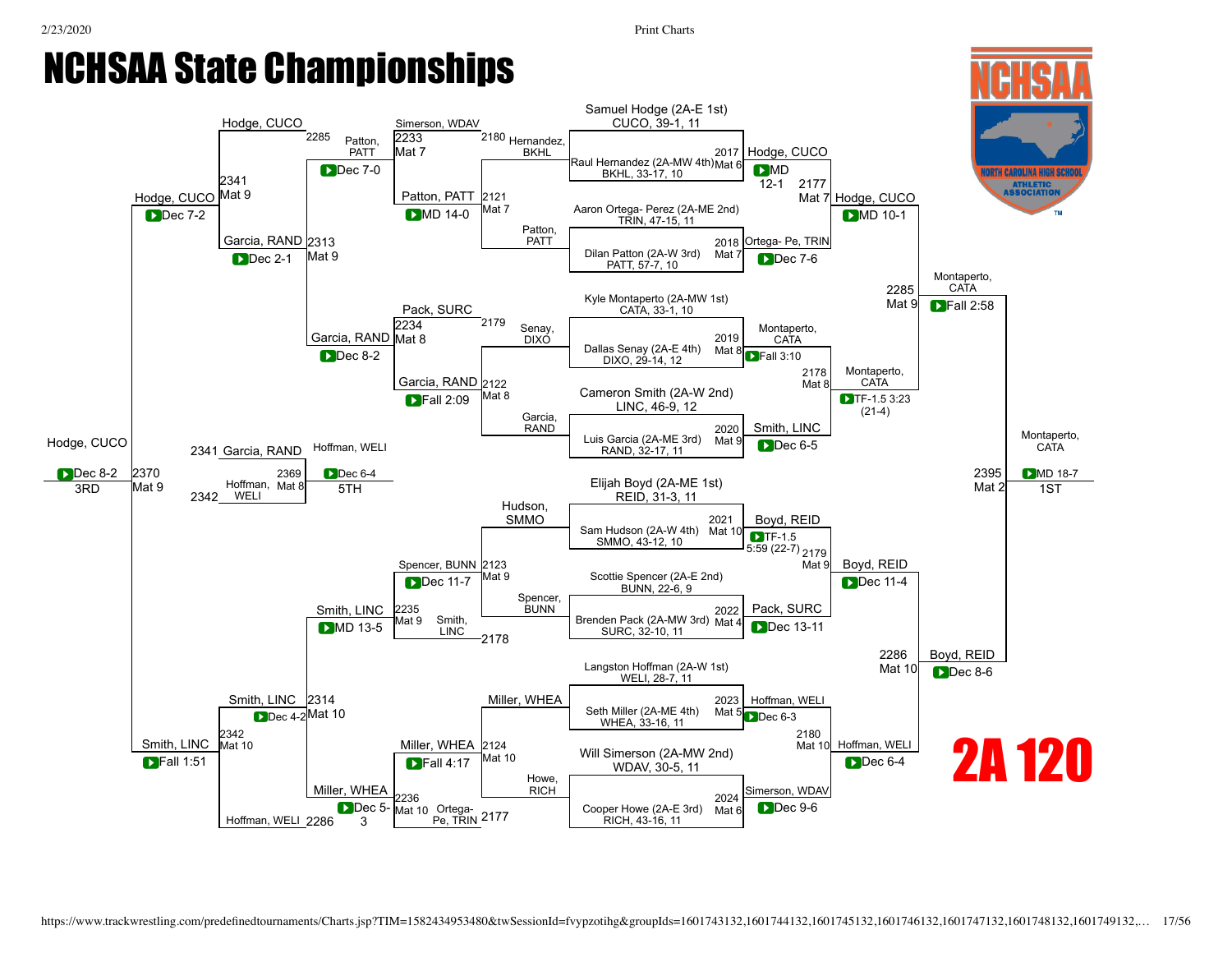# NCHSAA State Championships

## 2A 120

### Championship Bracket

**Bout 2017 (Mat 6):** Samuel Hodge (2A-E 1st) CUCO, 39-1, 11 vs. Raul Hernandez (2A-MW 4th) BKHL, 33-17, 10 — Hodge, CUCO, MD 12-1

**Bout 2018 (Mat 7):** Aaron Ortega- Perez (2A-ME 2nd) TRIN, 47-15, 11 vs. Dilan Patton (2A-W 3rd) PATT, 57-7, 10 — Ortega- Pe, TRIN, Dec 7-6

**Bout 2019 (Mat 8):** Kyle Montaperto (2A-MW 1st) CATA, 33-1, 10 vs. Dallas Senay (2A-E 4th) DIXO, 29-14, 12 — Montaperto, CATA, Fall 3:10

**Bout 2020 (Mat 9):** Cameron Smith (2A-W 2nd) LINC, 46-9, 12 vs. Luis Garcia (2A-ME 3rd) RAND, 32-17, 11 — Smith, LINC, Dec 6-5

**Bout 2021 (Mat 10):** Elijah Boyd (2A-ME 1st) REID, 31-3, 11 vs. Sam Hudson (2A-W 4th) SMMO, 43-12, 10 — Boyd, REID, TF-1.5 5:59 (22-7)

**Bout 2022 (Mat 4):** Scottie Spencer (2A-E 2nd) BUNN, 22-6, 9 vs. Brenden Pack (2A-MW 3rd) SURC, 32-10, 11 — Pack, SURC, Dec 13-11

**Bout 2023 (Mat 5):** Langston Hoffman (2A-W 1st) WELI, 28-7, 11 vs. Seth Miller (2A-ME 4th) WHEA, 33-16, 11 — Hoffman, WELI, Dec 6-3

**Bout 2024 (Mat 6):** Will Simerson (2A-MW 2nd) WDAV, 30-5, 11 vs. Cooper Howe (2A-E 3rd) RICH, 43-16, 11 — Simerson, WDAV, Dec 9-6

**Bout 2177 (Mat 7):** Hodge, CUCO vs. Ortega- Pe, TRIN — Hodge, CUCO, MD 10-1

**Bout 2178 (Mat 8):** Montaperto, CATA vs. Smith, LINC — Montaperto, CATA, TF-1.5 3:23 (21-4)

**Bout 2179 (Mat 9):** Boyd, REID vs. Pack, SURC — Boyd, REID, Dec 11-4

**Bout 2180 (Mat 10):** Hoffman, WELI vs. Simerson, WDAV — Hoffman, WELI, Dec 6-4

**Bout 2285 (Mat 9):** Hodge, CUCO vs. Montaperto, CATA — Montaperto, CATA, Fall 2:58

**Bout 2286 (Mat 10):** Boyd, REID vs. Hoffman, WELI — Boyd, REID, Dec 8-6

**Bout 2395 (Mat 2) – 1ST:** Montaperto, CATA vs. Boyd, REID — Montaperto, CATA, MD 18-7

### Consolation Bracket

**Bout 2121 (Mat 7):** Hernandez, BKHL (L 2180) vs. Patton, PATT — Patton, PATT, MD 14-0

**Bout 2122 (Mat 8):** Senay, DIXO (L 2179) vs. Garcia, RAND — Garcia, RAND, Fall 2:09

**Bout 2123 (Mat 9):** Hudson, SMMO vs. Spencer, BUNN — Spencer, BUNN, Dec 11-7

**Bout 2124 (Mat 10):** Miller, WHEA vs. Howe, RICH — Miller, WHEA, Fall 4:17

**Bout 2233 (Mat 7):** Simerson, WDAV vs. Patton, PATT (L 2285) — Patton, PATT, Dec 7-0

**Bout 2234 (Mat 8):** Pack, SURC vs. Garcia, RAND — Garcia, RAND, Dec 8-2

**Bout 2235 (Mat 9):** Spencer, BUNN vs. Smith, LINC (L 2178) — Smith, LINC, MD 13-5

**Bout 2236 (Mat 10):** Miller, WHEA vs. Ortega- Pe, TRIN (L 2177) — Miller, WHEA, Dec 5-3

**Bout 2313 (Mat 9):** Patton, PATT vs. Garcia, RAND — Garcia, RAND, Dec 2-1

**Bout 2314 (Mat 10):** Smith, LINC vs. Miller, WHEA — Smith, LINC, Dec 4-2

**Bout 2341 (Mat 9):** Hodge, CUCO (L 2285) vs. Garcia, RAND — Hodge, CUCO, Dec 7-2

**Bout 2342 (Mat 10):** Smith, LINC vs. Hoffman, WELI (L 2286) — Smith, LINC, Fall 1:51

**Bout 2369 (Mat 8) – 5TH:** Garcia, RAND (L 2341) vs. Hoffman, WELI (L 2342) — Hoffman, WELI, Dec 6-4

**Bout 2370 (Mat 9) – 3RD:** Hodge, CUCO vs. Smith, LINC — Hodge, CUCO, Dec 8-2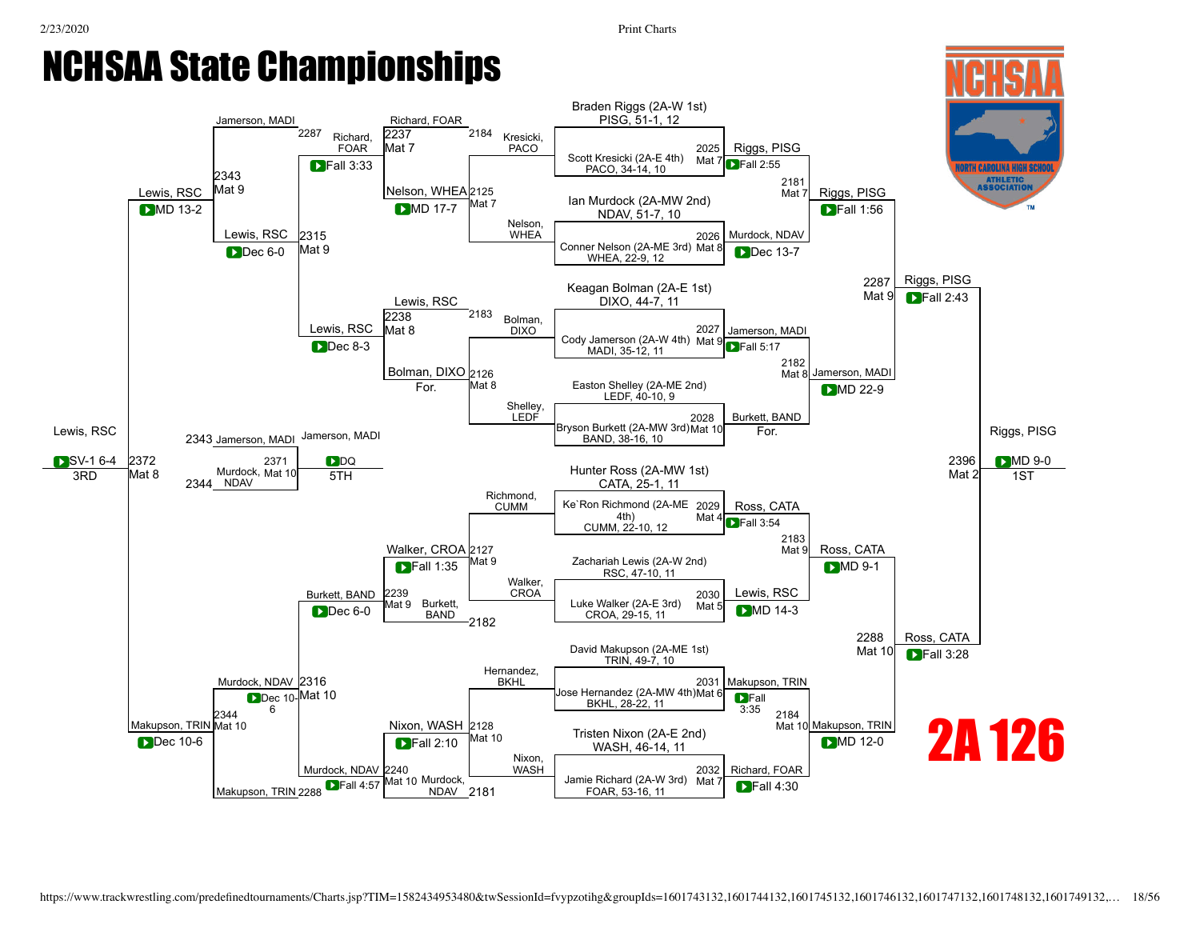# NCHSAA State Championships

## 2A 126

### Championship Bracket

**Quarterfinals (seeded matches)**

| Match | Wrestler 1 | Wrestler 2 | Winner | Result |
|---|---|---|---|---|
| 2025 Mat 7 | Braden Riggs (2A-W 1st) PISG, 51-1, 12 | Scott Kresicki (2A-E 4th) PACO, 34-14, 10 | Riggs, PISG | Fall 2:55 |
| 2026 Mat 8 | Ian Murdock (2A-MW 2nd) NDAV, 51-7, 10 | Conner Nelson (2A-ME 3rd) WHEA, 22-9, 12 | Murdock, NDAV | Dec 13-7 |
| 2027 Mat 9 | Keagan Bolman (2A-E 1st) DIXO, 44-7, 11 | Cody Jamerson (2A-W 4th) MADI, 35-12, 11 | Jamerson, MADI | Fall 5:17 |
| 2028 Mat 10 | Easton Shelley (2A-ME 2nd) LEDF, 40-10, 9 | Bryson Burkett (2A-MW 3rd) BAND, 38-16, 10 | Burkett, BAND | For. |
| 2029 Mat 4 | Hunter Ross (2A-MW 1st) CATA, 25-1, 11 | Ke`Ron Richmond (2A-ME 4th) CUMM, 22-10, 12 | Ross, CATA | Fall 3:54 |
| 2030 Mat 5 | Zachariah Lewis (2A-W 2nd) RSC, 47-10, 11 | Luke Walker (2A-E 3rd) CROA, 29-15, 11 | Lewis, RSC | MD 14-3 |
| 2031 Mat 6 | David Makupson (2A-ME 1st) TRIN, 49-7, 10 | Jose Hernandez (2A-MW 4th) BKHL, 28-22, 11 | Makupson, TRIN | Fall 3:35 |
| 2032 Mat 7 | Tristen Nixon (2A-E 2nd) WASH, 46-14, 11 | Jamie Richard (2A-W 3rd) FOAR, 53-16, 11 | Richard, FOAR | Fall 4:30 |

**Semifinals**

| Match | Wrestler 1 | Wrestler 2 | Winner | Result |
|---|---|---|---|---|
| 2181 Mat 7 | Riggs, PISG | Murdock, NDAV | Riggs, PISG | Fall 1:56 |
| 2182 Mat 8 | Jamerson, MADI | Burkett, BAND | Jamerson, MADI | MD 22-9 |
| 2183 Mat 9 | Ross, CATA | Lewis, RSC | Ross, CATA | MD 9-1 |
| 2184 Mat 10 | Makupson, TRIN | Richard, FOAR | Makupson, TRIN | MD 12-0 |

**Semifinal round 2**

| Match | Wrestler 1 | Wrestler 2 | Winner | Result |
|---|---|---|---|---|
| 2287 Mat 9 | Riggs, PISG | Jamerson, MADI | Riggs, PISG | Fall 2:43 |
| 2288 Mat 10 | Ross, CATA | Makupson, TRIN | Ross, CATA | Fall 3:28 |

**1st Place**

| Match | Wrestler 1 | Wrestler 2 | Winner | Result |
|---|---|---|---|---|
| 2396 Mat 2 | Riggs, PISG | Ross, CATA | Riggs, PISG | MD 9-0 (1ST) |

### Consolation Bracket

| Match | Wrestler 1 | Wrestler 2 | Winner | Result |
|---|---|---|---|---|
| 2125 Mat 7 | Kresicki, PACO | Nelson, WHEA | Nelson, WHEA | MD 17-7 |
| 2126 Mat 8 | Bolman, DIXO | Shelley, LEDF | Bolman, DIXO | For. |
| 2127 Mat 9 | Richmond, CUMM | Walker, CROA | Walker, CROA | Fall 1:35 |
| 2128 Mat 10 | Hernandez, BKHL | Nixon, WASH | Nixon, WASH | Fall 2:10 |
| 2237 Mat 7 | Richard, FOAR (2184) | Nelson, WHEA | Richard, FOAR | Fall 3:33 |
| 2238 Mat 8 | Lewis, RSC (2183) | Bolman, DIXO | Lewis, RSC | Dec 8-3 |
| 2239 Mat 9 | Walker, CROA | Burkett, BAND (2182) | Burkett, BAND | Dec 6-0 |
| 2240 Mat 10 | Nixon, WASH | Murdock, NDAV (2181) | Murdock, NDAV | Fall 4:57 |
| 2343 Mat 9 | Jamerson, MADI (2287) | Richard, FOAR | Lewis, RSC | MD 13-2 |
| 2315 Mat 9 | Richard, FOAR | Lewis, RSC | Lewis, RSC | Dec 6-0 |
| 2316 Mat 10 | Burkett, BAND | Murdock, NDAV | Murdock, NDAV | Dec 10-6 |
| 2344 Mat 10 | Murdock, NDAV | Makupson, TRIN (2288) | Makupson, TRIN | Dec 10-6 |

**3rd Place**

| Match | Wrestler 1 | Wrestler 2 | Winner | Result |
|---|---|---|---|---|
| 2372 Mat 8 | Lewis, RSC | Makupson, TRIN | Lewis, RSC | SV-1 6-4 (3RD) |

**5th Place**

| Match | Wrestler 1 | Wrestler 2 | Winner | Result |
|---|---|---|---|---|
| 2371 Mat 10 | Jamerson, MADI (2343) | Murdock, NDAV (2344) | Jamerson, MADI | DQ (5TH) |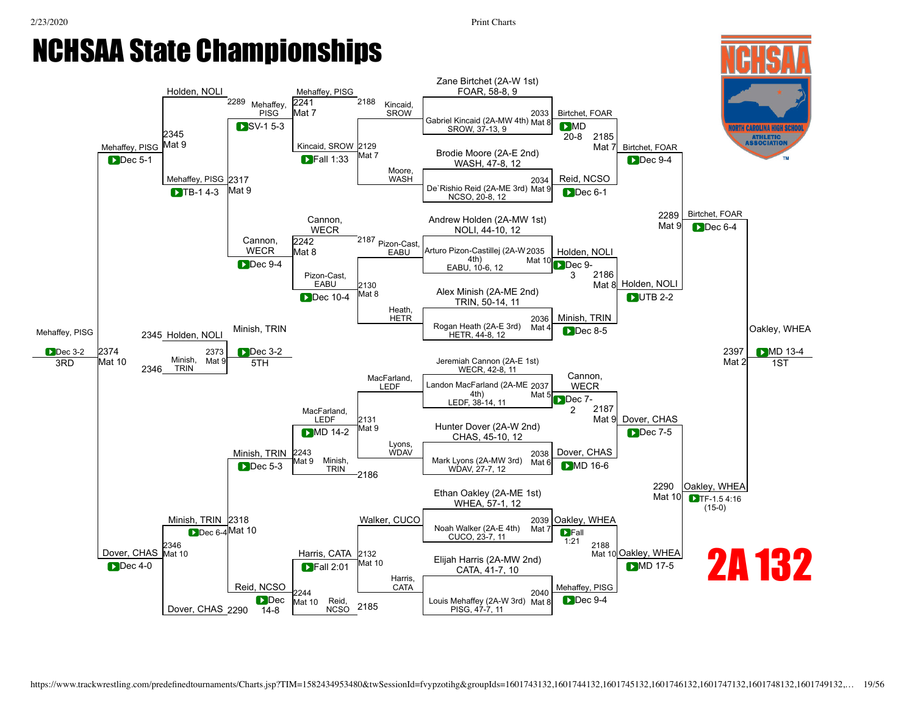# NCHSAA State Championships

## 2A 132

### Championship Bracket

**First Round**

| Wrestler | Opponent | Bout | Mat | Winner | Result |
|---|---|---|---|---|---|
| Zane Birtchet (2A-W 1st), FOAR, 58-8, 9 | Gabriel Kincaid (2A-MW 4th), SROW, 37-13, 9 | 2033 | Mat 8 | Birtchet, FOAR | MD 20-8 |
| Brodie Moore (2A-E 2nd), WASH, 47-8, 12 | De`Rishio Reid (2A-ME 3rd), NCSO, 20-8, 12 | 2034 | Mat 9 | Reid, NCSO | Dec 6-1 |
| Andrew Holden (2A-MW 1st), NOLI, 44-10, 12 | Arturo Pizon-Castillej (2A-W 4th), EABU, 10-6, 12 | 2035 | Mat 10 | Holden, NOLI | Dec 9-3 |
| Alex Minish (2A-ME 2nd), TRIN, 50-14, 11 | Rogan Heath (2A-E 3rd), HETR, 44-8, 12 | 2036 | Mat 4 | Minish, TRIN | Dec 8-5 |
| Jeremiah Cannon (2A-E 1st), WECR, 42-8, 11 | Landon MacFarland (2A-ME 4th), LEDF, 38-14, 11 | 2037 | Mat 5 | Cannon, WECR | Dec 7-2 |
| Hunter Dover (2A-W 2nd), CHAS, 45-10, 12 | Mark Lyons (2A-MW 3rd), WDAV, 27-7, 12 | 2038 | Mat 6 | Dover, CHAS | MD 16-6 |
| Ethan Oakley (2A-ME 1st), WHEA, 57-1, 12 | Noah Walker (2A-E 4th), CUCO, 23-7, 11 | 2039 | Mat 7 | Oakley, WHEA | Fall 1:21 |
| Elijah Harris (2A-MW 2nd), CATA, 41-7, 10 | Louis Mehaffey (2A-W 3rd), PISG, 47-7, 11 | 2040 | Mat 8 | Mehaffey, PISG | Dec 9-4 |

**Quarterfinals**

| Bout | Mat | Winner | Result |
|---|---|---|---|
| 2185 | Mat 7 | Birtchet, FOAR | Dec 9-4 |
| 2186 | Mat 8 | Holden, NOLI | UTB 2-2 |
| 2187 | Mat 9 | Dover, CHAS | Dec 7-5 |
| 2188 | Mat 10 | Oakley, WHEA | MD 17-5 |

**Semifinals**

| Bout | Mat | Winner | Result |
|---|---|---|---|
| 2289 | Mat 9 | Birtchet, FOAR | Dec 6-4 |
| 2290 | Mat 10 | Oakley, WHEA | TF-1.5 4:16 (15-0) |

**Final (1ST)**

| Bout | Mat | Winner | Result |
|---|---|---|---|
| 2397 | Mat 2 | Oakley, WHEA | MD 13-4 |

### Consolation Bracket

| Bout | Mat | Wrestlers | Winner | Result |
|---|---|---|---|---|
| 2129 | Mat 7 | Kincaid, SROW vs Moore, WASH | Kincaid, SROW | Fall 1:33 |
| 2130 | Mat 8 | Pizon-Cast, EABU vs Heath, HETR | Pizon-Cast, EABU | Dec 10-4 |
| 2131 | Mat 9 | MacFarland, LEDF vs Lyons, WDAV | MacFarland, LEDF | MD 14-2 |
| 2132 | Mat 10 | Walker, CUCO vs Harris, CATA | Harris, CATA | Fall 2:01 |
| 2241 | Mat 7 | Mehaffey, PISG (loser 2188) vs Kincaid, SROW | Mehaffey, PISG | SV-1 5-3 |
| 2242 | Mat 8 | Cannon, WECR (loser 2187) vs Pizon-Cast, EABU | Cannon, WECR | Dec 9-4 |
| 2243 | Mat 9 | MacFarland, LEDF vs Minish, TRIN (loser 2186) | Minish, TRIN | Dec 5-3 |
| 2244 | Mat 10 | Harris, CATA vs Reid, NCSO (loser 2185) | Reid, NCSO | Dec 14-8 |
| 2317 | Mat 9 | Mehaffey, PISG vs Cannon, WECR | Mehaffey, PISG | TB-1 4-3 |
| 2318 | Mat 10 | Minish, TRIN vs Reid, NCSO | Minish, TRIN | Dec 6-4 |
| 2345 | Mat 9 | Holden, NOLI (loser 2289) vs Mehaffey, PISG | Mehaffey, PISG | Dec 5-1 |
| 2346 | Mat 10 | Minish, TRIN vs Dover, CHAS (loser 2290) | Dover, CHAS | Dec 4-0 |

**5th Place**

| Bout | Mat | Wrestlers | Winner | Result |
|---|---|---|---|---|
| 2373 | Mat 9 | Holden, NOLI (loser 2345) vs Minish, TRIN (loser 2346) | Minish, TRIN | Dec 3-2 |

**3rd Place**

| Bout | Mat | Wrestlers | Winner | Result |
|---|---|---|---|---|
| 2374 | Mat 10 | Mehaffey, PISG vs Dover, CHAS | Mehaffey, PISG | Dec 3-2 |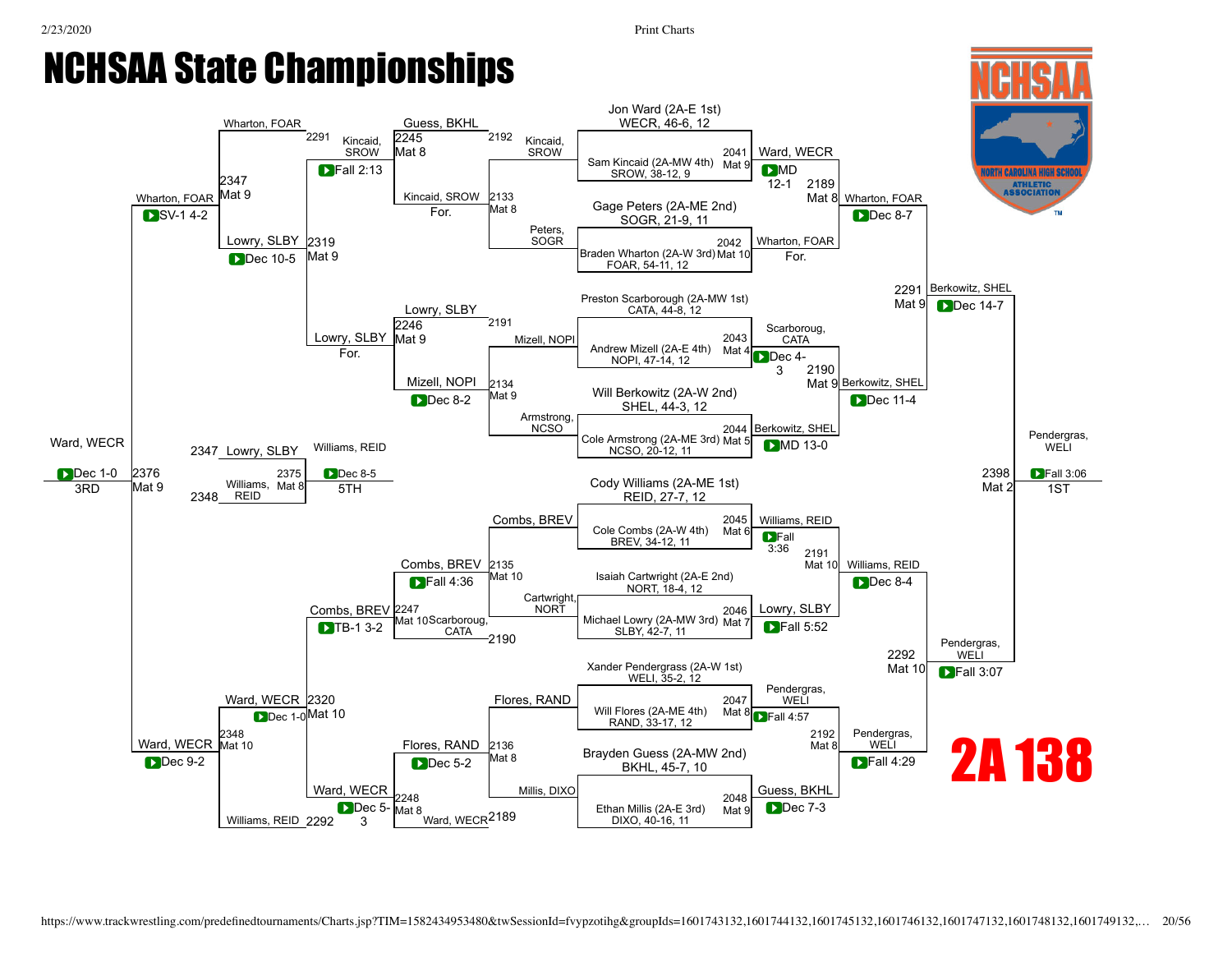# NCHSAA State Championships

## 2A 138

### Championship Bracket – First Round

| Bout | Mat | Wrestler | Winner | Result |
|---|---|---|---|---|
| 2041 | Mat 9 | Jon Ward (2A-E 1st) WECR, 46-6, 12 vs Sam Kincaid (2A-MW 4th) SROW, 38-12, 9 | Ward, WECR | MD 12-1 |
| 2042 | Mat 10 | Gage Peters (2A-ME 2nd) SOGR, 21-9, 11 vs Braden Wharton (2A-W 3rd) FOAR, 54-11, 12 | Wharton, FOAR | For. |
| 2043 | Mat 4 | Preston Scarborough (2A-MW 1st) CATA, 44-8, 12 vs Andrew Mizell (2A-E 4th) NOPI, 47-14, 12 | Scarboroug, CATA | Dec 4-3 |
| 2044 | Mat 5 | Will Berkowitz (2A-W 2nd) SHEL, 44-3, 12 vs Cole Armstrong (2A-ME 3rd) NCSO, 20-12, 11 | Berkowitz, SHEL | MD 13-0 |
| 2045 | Mat 6 | Cody Williams (2A-ME 1st) REID, 27-7, 12 vs Cole Combs (2A-W 4th) BREV, 34-12, 11 | Williams, REID | Fall 3:36 |
| 2046 | Mat 7 | Isaiah Cartwright (2A-E 2nd) NORT, 18-4, 12 vs Michael Lowry (2A-MW 3rd) SLBY, 42-7, 11 | Lowry, SLBY | Fall 5:52 |
| 2047 | Mat 8 | Xander Pendergrass (2A-W 1st) WELI, 35-2, 12 vs Will Flores (2A-ME 4th) RAND, 33-17, 12 | Pendergras, WELI | Fall 4:57 |
| 2048 | Mat 9 | Brayden Guess (2A-MW 2nd) BKHL, 45-7, 10 vs Ethan Millis (2A-E 3rd) DIXO, 40-16, 11 | Guess, BKHL | Dec 7-3 |

### Championship Quarterfinals / Semifinals / Final

| Bout | Mat | Wrestlers | Winner | Result |
|---|---|---|---|---|
| 2189 | Mat 8 | Ward, WECR vs Wharton, FOAR | Wharton, FOAR | Dec 8-7 |
| 2190 | Mat 9 | Scarboroug, CATA vs Berkowitz, SHEL | Berkowitz, SHEL | Dec 11-4 |
| 2191 | Mat 10 | Williams, REID vs Lowry, SLBY | Williams, REID | Dec 8-4 |
| 2192 | Mat 8 | Pendergras, WELI vs Guess, BKHL | Pendergras, WELI | Fall 4:29 |
| 2291 | Mat 9 | Wharton, FOAR vs Berkowitz, SHEL | Berkowitz, SHEL | Dec 14-7 |
| 2292 | Mat 10 | Williams, REID vs Pendergras, WELI | Pendergras, WELI | Fall 3:07 |
| 2398 | Mat 2 | Berkowitz, SHEL vs Pendergras, WELI | Pendergras, WELI (1ST) | Fall 3:06 |

### Consolation Bracket

| Bout | Mat | Wrestlers | Winner | Result |
|---|---|---|---|---|
| 2133 | Mat 8 | Kincaid, SROW vs Peters, SOGR | Kincaid, SROW | For. |
| 2134 | Mat 9 | Mizell, NOPI vs Armstrong, NCSO | Mizell, NOPI | Dec 8-2 |
| 2135 | Mat 10 | Combs, BREV vs Cartwright, NORT | Combs, BREV | Fall 4:36 |
| 2136 | Mat 8 | Flores, RAND vs Millis, DIXO | Flores, RAND | Dec 5-2 |
| 2245 | Mat 8 | Guess, BKHL vs Kincaid, SROW | Kincaid, SROW | Fall 2:13 |
| 2246 | Mat 9 | Lowry, SLBY vs Mizell, NOPI | Lowry, SLBY | For. |
| 2247 | Mat 10 | Combs, BREV vs Scarboroug, CATA | Combs, BREV | TB-1 3-2 |
| 2248 | Mat 8 | Flores, RAND vs Ward, WECR | Ward, WECR | Dec 5-3 |
| 2319 | Mat 9 | Kincaid, SROW vs Lowry, SLBY | Lowry, SLBY | Dec 10-5 |
| 2320 | Mat 10 | Combs, BREV vs Ward, WECR | Ward, WECR | Dec 1-0 |
| 2347 | Mat 9 | Wharton, FOAR vs Lowry, SLBY | Wharton, FOAR | SV-1 4-2 |
| 2348 | Mat 10 | Ward, WECR vs Williams, REID | Ward, WECR | Dec 9-2 |
| 2375 | Mat 8 | Lowry, SLBY vs Williams, REID | Williams, REID (5TH) | Dec 8-5 |
| 2376 | Mat 9 | Wharton, FOAR vs Ward, WECR | Ward, WECR (3RD) | Dec 1-0 |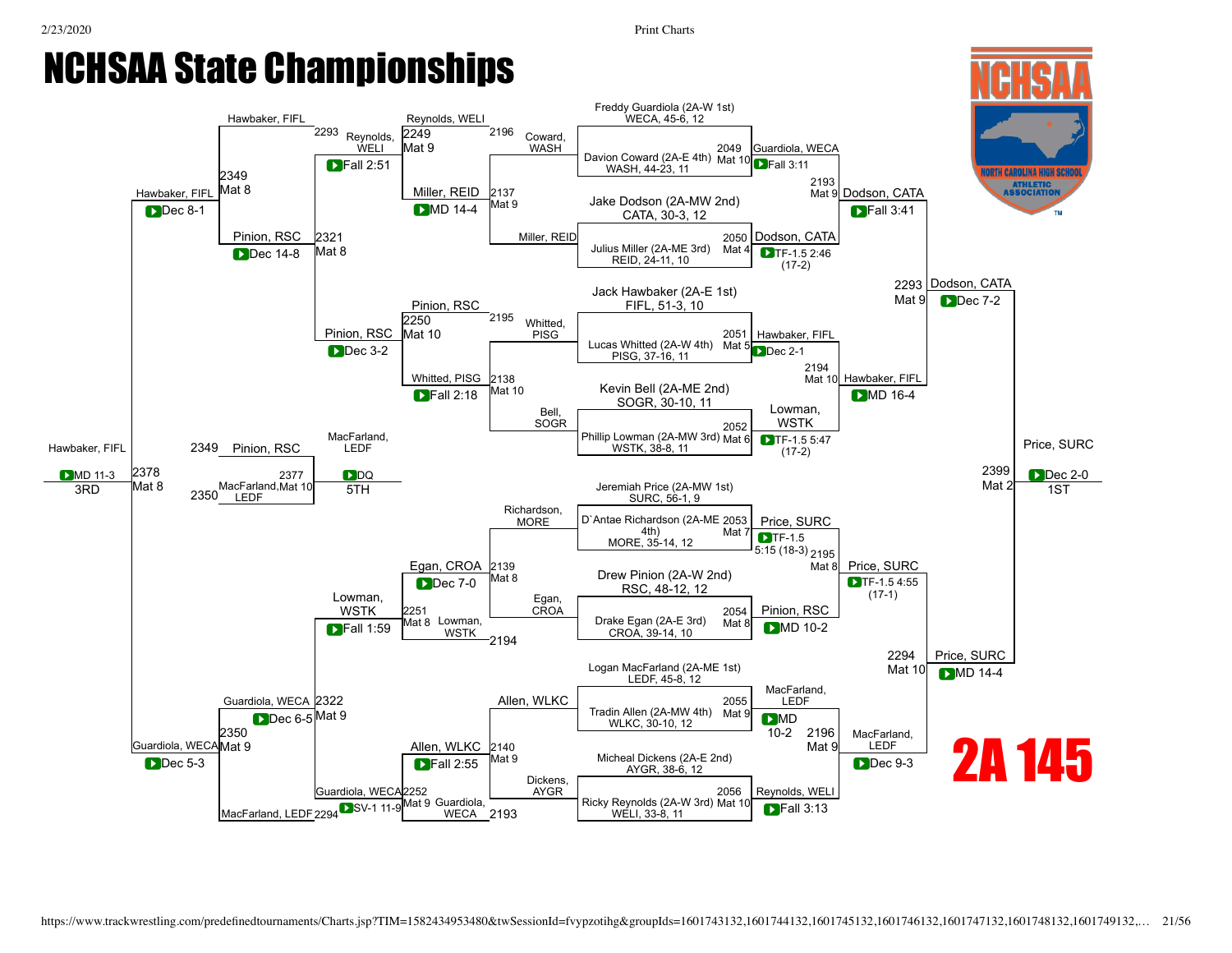# NCHSAA State Championships

## 2A 145

### Championship Bracket

**First Round**

| Bout | Mat | Wrestler 1 | Wrestler 2 | Winner | Result |
|---|---|---|---|---|---|
| 2049 | Mat 10 | Freddy Guardiola (2A-W 1st) WECA, 45-6, 12 | Davion Coward (2A-E 4th) WASH, 44-23, 11 | Guardiola, WECA | Fall 3:11 |
| 2050 | Mat 4 | Jake Dodson (2A-MW 2nd) CATA, 30-3, 12 | Julius Miller (2A-ME 3rd) REID, 24-11, 10 | Dodson, CATA | TF-1.5 2:46 (17-2) |
| 2051 | Mat 5 | Jack Hawbaker (2A-E 1st) FIFL, 51-3, 10 | Lucas Whitted (2A-W 4th) PISG, 37-16, 11 | Hawbaker, FIFL | Dec 2-1 |
| 2052 | Mat 6 | Kevin Bell (2A-ME 2nd) SOGR, 30-10, 11 | Phillip Lowman (2A-MW 3rd) WSTK, 38-8, 11 | Lowman, WSTK | TF-1.5 5:47 (17-2) |
| 2053 | Mat 7 | Jeremiah Price (2A-MW 1st) SURC, 56-1, 9 | D`Antae Richardson (2A-ME 4th) MORE, 35-14, 12 | Price, SURC | TF-1.5 5:15 (18-3) |
| 2054 | Mat 8 | Drew Pinion (2A-W 2nd) RSC, 48-12, 12 | Drake Egan (2A-E 3rd) CROA, 39-14, 10 | Pinion, RSC | MD 10-2 |
| 2055 | Mat 9 | Logan MacFarland (2A-ME 1st) LEDF, 45-8, 12 | Tradin Allen (2A-MW 4th) WLKC, 30-10, 12 | MacFarland, LEDF | MD 10-2 |
| 2056 | Mat 10 | Micheal Dickens (2A-E 2nd) AYGR, 38-6, 12 | Ricky Reynolds (2A-W 3rd) WELI, 33-8, 11 | Reynolds, WELI | Fall 3:13 |

**Quarterfinals**

| Bout | Mat | Wrestler 1 | Wrestler 2 | Winner | Result |
|---|---|---|---|---|---|
| 2193 | Mat 9 | Guardiola, WECA | Dodson, CATA | Dodson, CATA | Fall 3:41 |
| 2194 | Mat 10 | Hawbaker, FIFL | Lowman, WSTK | Hawbaker, FIFL | MD 16-4 |
| 2195 | Mat 8 | Price, SURC | Pinion, RSC | Price, SURC | TF-1.5 4:55 (17-1) |
| 2196 | Mat 9 | MacFarland, LEDF | Reynolds, WELI | MacFarland, LEDF | Dec 9-3 |

**Semifinals**

| Bout | Mat | Wrestler 1 | Wrestler 2 | Winner | Result |
|---|---|---|---|---|---|
| 2293 | Mat 9 | Dodson, CATA | Hawbaker, FIFL | Dodson, CATA | Dec 7-2 |
| 2294 | Mat 10 | Price, SURC | MacFarland, LEDF | Price, SURC | MD 14-4 |

**Final**

| Bout | Mat | Wrestler 1 | Wrestler 2 | Winner | Result |
|---|---|---|---|---|---|
| 2399 | Mat 2 | Dodson, CATA | Price, SURC | Price, SURC | Dec 2-0 (1ST) |

### Consolation Bracket

| Bout | Mat | Wrestler 1 | Wrestler 2 | Winner | Result |
|---|---|---|---|---|---|
| 2137 | Mat 9 | Coward, WASH | Miller, REID | Miller, REID | MD 14-4 |
| 2138 | Mat 10 | Whitted, PISG | Bell, SOGR | Whitted, PISG | Fall 2:18 |
| 2139 | Mat 8 | Richardson, MORE | Egan, CROA | Egan, CROA | Dec 7-0 |
| 2140 | Mat 9 | Allen, WLKC | Dickens, AYGR | Allen, WLKC | Fall 2:55 |
| 2249 | Mat 9 | Reynolds, WELI (2196) | Miller, REID | Reynolds, WELI | Fall 2:51 |
| 2250 | Mat 10 | Pinion, RSC (2195) | Whitted, PISG | Pinion, RSC | Dec 3-2 |
| 2251 | Mat 8 | Egan, CROA | Lowman, WSTK (2194) | Lowman, WSTK | Fall 1:59 |
| 2252 | Mat 9 | Allen, WLKC | Guardiola, WECA (2193) | Guardiola, WECA | SV-1 11-9 |
| 2321 | Mat 8 | Reynolds, WELI | Pinion, RSC | Pinion, RSC | Dec 14-8 |
| 2322 | Mat 9 | Lowman, WSTK | Guardiola, WECA | Guardiola, WECA | Dec 6-5 |
| 2349 | Mat 8 | Hawbaker, FIFL (2293) | Pinion, RSC | Hawbaker, FIFL | Dec 8-1 |
| 2350 | Mat 9 | Guardiola, WECA | MacFarland, LEDF (2294) | Guardiola, WECA | Dec 5-3 |
| 2378 | Mat 8 | Hawbaker, FIFL | Guardiola, WECA | Hawbaker, FIFL | MD 11-3 (3RD) |
| 2377 | Mat 10 | Pinion, RSC (2349) | MacFarland, LEDF (2350) | MacFarland, LEDF | DQ (5TH) |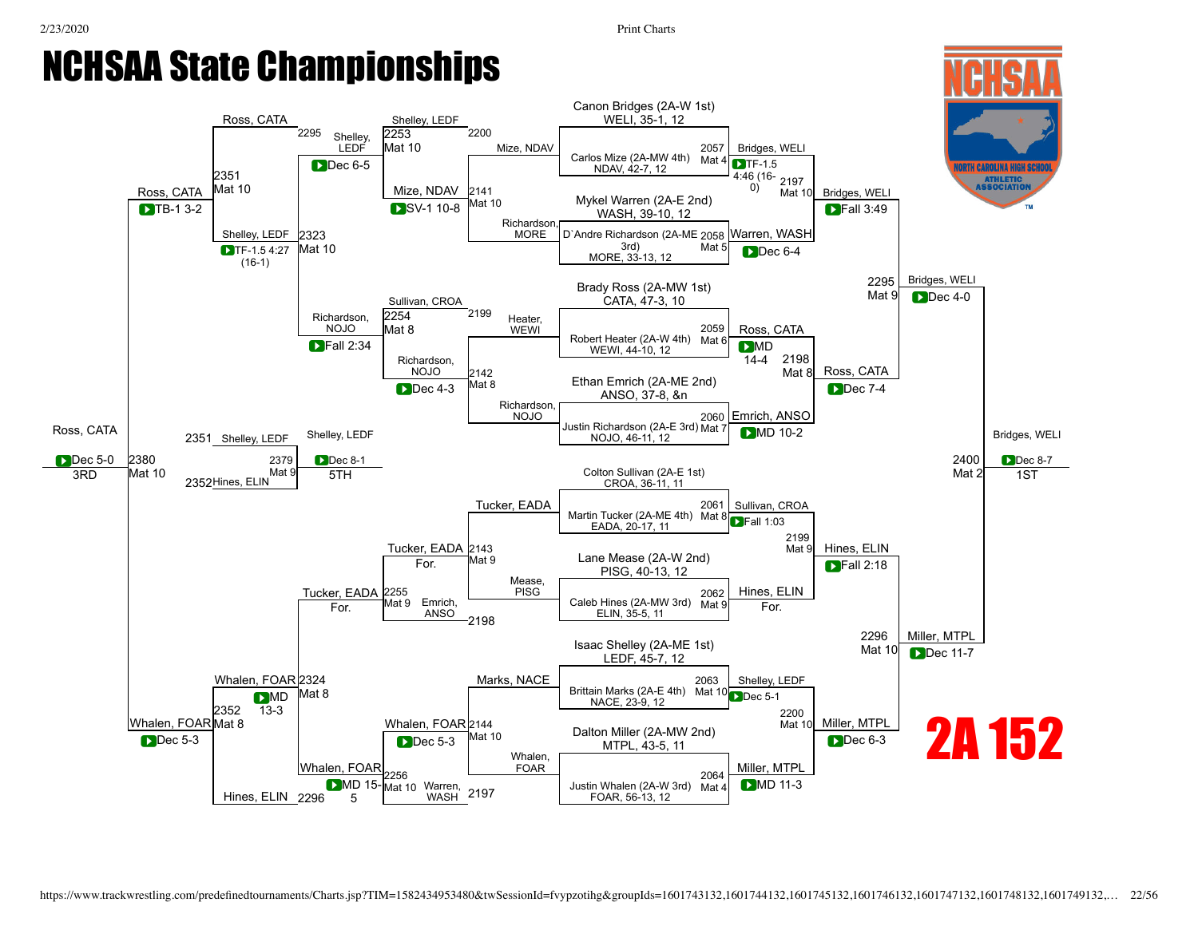# NCHSAA State Championships

## 2A 152

### Championship Bracket

**Top half**

- Canon Bridges (2A-W 1st), WELI, 35-1, 12 vs. Carlos Mize (2A-MW 4th), NDAV, 42-7, 12 — 2057, Mat 4 — Bridges, WELI — TF-1.5 4:46 (16-0)
- Mykel Warren (2A-E 2nd), WASH, 39-10, 12 vs. D`Andre Richardson (2A-ME 3rd), MORE, 33-13, 12 — 2058, Mat 5 — Warren, WASH — Dec 6-4
- 2197, Mat 10 — Bridges, WELI — Fall 3:49
- Brady Ross (2A-MW 1st), CATA, 47-3, 10 vs. Robert Heater (2A-W 4th), WEWI, 44-10, 12 — 2059, Mat 6 — Ross, CATA — MD 14-4
- Ethan Emrich (2A-ME 2nd), ANSO, 37-8, &n vs. Justin Richardson (2A-E 3rd), NOJO, 46-11, 12 — 2060, Mat 7 — Emrich, ANSO — MD 10-2
- 2198, Mat 8 — Ross, CATA — Dec 7-4
- 2295, Mat 9 — Bridges, WELI — Dec 4-0

**Bottom half**

- Colton Sullivan (2A-E 1st), CROA, 36-11, 11 vs. Martin Tucker (2A-ME 4th), EADA, 20-17, 11 — 2061, Mat 8 — Sullivan, CROA — Fall 1:03
- Lane Mease (2A-W 2nd), PISG, 40-13, 12 vs. Caleb Hines (2A-MW 3rd), ELIN, 35-5, 11 — 2062, Mat 9 — Hines, ELIN — For.
- 2199, Mat 9 — Hines, ELIN — Fall 2:18
- Isaac Shelley (2A-ME 1st), LEDF, 45-7, 12 vs. Brittain Marks (2A-E 4th), NACE, 23-9, 12 — 2063, Mat 10 — Shelley, LEDF — Dec 5-1
- Dalton Miller (2A-MW 2nd), MTPL, 43-5, 11 vs. Justin Whalen (2A-W 3rd), FOAR, 56-13, 12 — 2064, Mat 4 — Miller, MTPL — MD 11-3
- 2200, Mat 10 — Miller, MTPL — Dec 6-3
- 2296, Mat 10 — Miller, MTPL — Dec 11-7

**Final**

- 2400, Mat 2 — Bridges, WELI — Dec 8-7 — 1ST

### Consolation Bracket

- 2141, Mat 10 — Mize, NDAV vs. Richardson, MORE — Mize, NDAV — SV-1 10-8
- 2142, Mat 8 — Heater, WEWI vs. Richardson, NOJO — Richardson, NOJO — Dec 4-3
- 2143, Mat 9 — Tucker, EADA vs. Mease, PISG — Tucker, EADA — For.
- 2144, Mat 10 — Marks, NACE vs. Whalen, FOAR — Whalen, FOAR — Dec 5-3
- 2253, Mat 10 — Shelley, LEDF vs. Mize, NDAV (2200) — Shelley, LEDF — Dec 6-5
- 2254, Mat 8 — Sullivan, CROA vs. Richardson, NOJO (2199) — Richardson, NOJO — Fall 2:34
- 2255, Mat 9 — Tucker, EADA vs. Emrich, ANSO (2198) — Tucker, EADA — For.
- 2256, Mat 10 — Whalen, FOAR vs. Warren, WASH (2197) — Whalen, FOAR — MD 15-5
- 2323, Mat 10 — Shelley, LEDF vs. Richardson, NOJO — Shelley, LEDF — TF-1.5 4:27 (16-1)
- 2324, Mat 8 — Tucker, EADA vs. Whalen, FOAR — Whalen, FOAR — MD 13-3
- 2351, Mat 10 — Ross, CATA (2295) vs. Shelley, LEDF — Ross, CATA — TB-1 3-2
- 2352, Mat 8 — Whalen, FOAR vs. Hines, ELIN (2296) — Hines, ELIN — Dec 5-3
- 2380, Mat 10 — Ross, CATA vs. Hines, ELIN — Ross, CATA — Dec 5-0 — 3RD
- 2379, Mat 9 — Shelley, LEDF (2351) vs. Hines, ELIN (2352) — Shelley, LEDF — Dec 8-1 — 5TH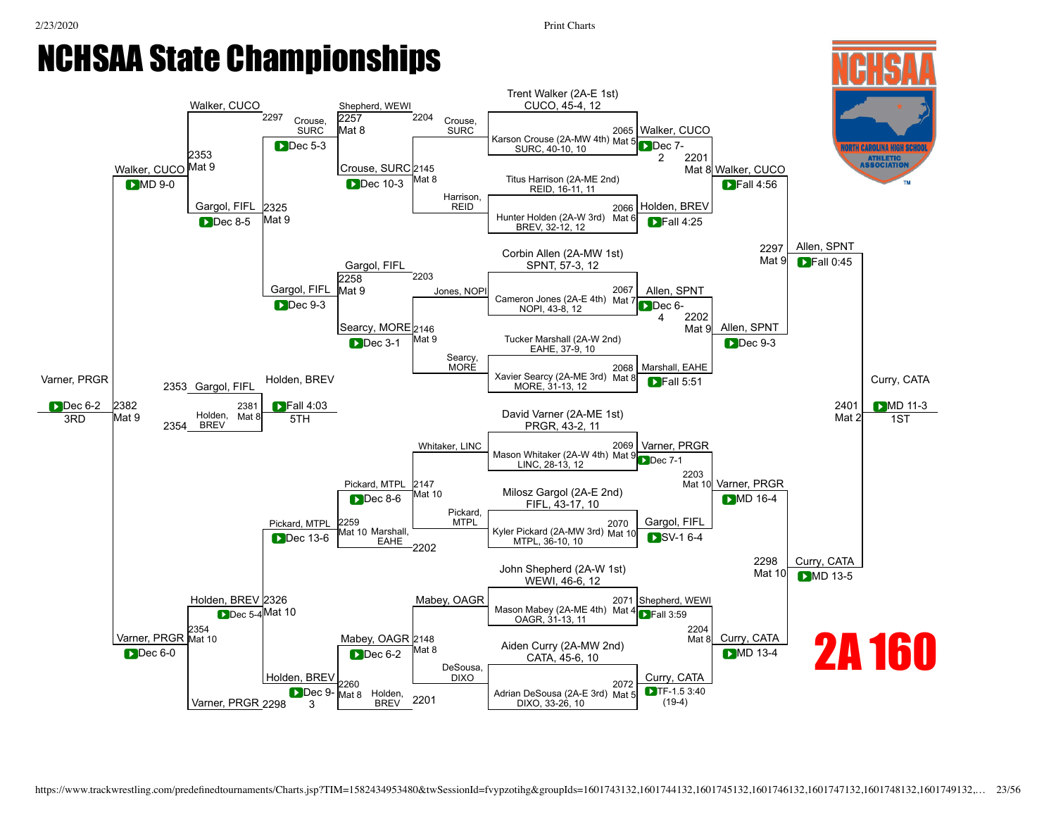# NCHSAA State Championships

## 2A 160

### Championship Bracket

**Quarterfinals**

| Bout | Mat | Wrestler 1 | Wrestler 2 | Winner | Result |
|---|---|---|---|---|---|
| 2065 | Mat 5 | Trent Walker (2A-E 1st) CUCO, 45-4, 12 | Karson Crouse (2A-MW 4th) SURC, 40-10, 10 | Walker, CUCO | Dec 7-2 |
| 2066 | Mat 6 | Titus Harrison (2A-ME 2nd) REID, 16-11, 11 | Hunter Holden (2A-W 3rd) BREV, 32-12, 12 | Holden, BREV | Fall 4:25 |
| 2067 | Mat 7 | Corbin Allen (2A-MW 1st) SPNT, 57-3, 12 | Cameron Jones (2A-E 4th) NOPI, 43-8, 12 | Allen, SPNT | Dec 6-4 |
| 2068 | Mat 8 | Tucker Marshall (2A-W 2nd) EAHE, 37-9, 10 | Xavier Searcy (2A-ME 3rd) MORE, 31-13, 12 | Marshall, EAHE | Fall 5:51 |
| 2069 | Mat 9 | David Varner (2A-ME 1st) PRGR, 43-2, 11 | Mason Whitaker (2A-W 4th) LINC, 28-13, 12 | Varner, PRGR | Dec 7-1 |
| 2070 | Mat 10 | Milosz Gargol (2A-E 2nd) FIFL, 43-17, 10 | Kyler Pickard (2A-MW 3rd) MTPL, 36-10, 10 | Gargol, FIFL | SV-1 6-4 |
| 2071 | Mat 4 | John Shepherd (2A-W 1st) WEWI, 46-6, 12 | Mason Mabey (2A-ME 4th) OAGR, 31-13, 11 | Shepherd, WEWI | Fall 3:59 |
| 2072 | Mat 5 | Aiden Curry (2A-MW 2nd) CATA, 45-6, 10 | Adrian DeSousa (2A-E 3rd) DIXO, 33-26, 10 | Curry, CATA | TF-1.5 3:40 (19-4) |

**Semifinals**

| Bout | Mat | Wrestler 1 | Wrestler 2 | Winner | Result |
|---|---|---|---|---|---|
| 2201 | Mat 8 | Walker, CUCO | Holden, BREV | Walker, CUCO | Fall 4:56 |
| 2202 | Mat 9 | Allen, SPNT | Marshall, EAHE | Allen, SPNT | Dec 9-3 |
| 2203 | Mat 10 | Varner, PRGR | Gargol, FIFL | Varner, PRGR | MD 16-4 |
| 2204 | Mat 8 | Shepherd, WEWI | Curry, CATA | Curry, CATA | MD 13-4 |

**Finals**

| Bout | Mat | Wrestler 1 | Wrestler 2 | Winner | Result |
|---|---|---|---|---|---|
| 2297 | Mat 9 | Walker, CUCO | Allen, SPNT | Allen, SPNT | Fall 0:45 |
| 2298 | Mat 10 | Varner, PRGR | Curry, CATA | Curry, CATA | MD 13-5 |
| 2401 | Mat 2 | Allen, SPNT | Curry, CATA | Curry, CATA (1ST) | MD 11-3 |

### Consolation Bracket

| Bout | Mat | Wrestler 1 | Wrestler 2 | Winner | Result |
|---|---|---|---|---|---|
| 2145 | Mat 8 | Crouse, SURC | Harrison, REID | Crouse, SURC | Dec 10-3 |
| 2146 | Mat 9 | Jones, NOPI | Searcy, MORE | Searcy, MORE | Dec 3-1 |
| 2147 | Mat 10 | Whitaker, LINC | Pickard, MTPL | Pickard, MTPL | Dec 8-6 |
| 2148 | Mat 8 | Mabey, OAGR | DeSousa, DIXO | Mabey, OAGR | Dec 6-2 |
| 2257 | Mat 8 | Shepherd, WEWI | Crouse, SURC | Crouse, SURC | Dec 5-3 |
| 2258 | Mat 9 | Gargol, FIFL | Searcy, MORE | Gargol, FIFL | Dec 9-3 |
| 2259 | Mat 10 | Pickard, MTPL | Marshall, EAHE | Pickard, MTPL | Dec 13-6 |
| 2260 | Mat 8 | Mabey, OAGR | Holden, BREV | Holden, BREV | Dec 9-3 |
| 2325 | Mat 9 | Crouse, SURC | Gargol, FIFL | Gargol, FIFL | Dec 8-5 |
| 2326 | Mat 10 | Pickard, MTPL | Holden, BREV | Holden, BREV | Dec 5-4 |
| 2353 | Mat 9 | Walker, CUCO | Gargol, FIFL | Walker, CUCO | MD 9-0 |
| 2354 | Mat 10 | Holden, BREV | Varner, PRGR | Varner, PRGR | Dec 6-0 |
| 2381 | Mat 8 | Gargol, FIFL | Holden, BREV | Holden, BREV (5TH) | Fall 4:03 |
| 2382 | Mat 9 | Walker, CUCO | Varner, PRGR | Varner, PRGR (3RD) | Dec 6-2 |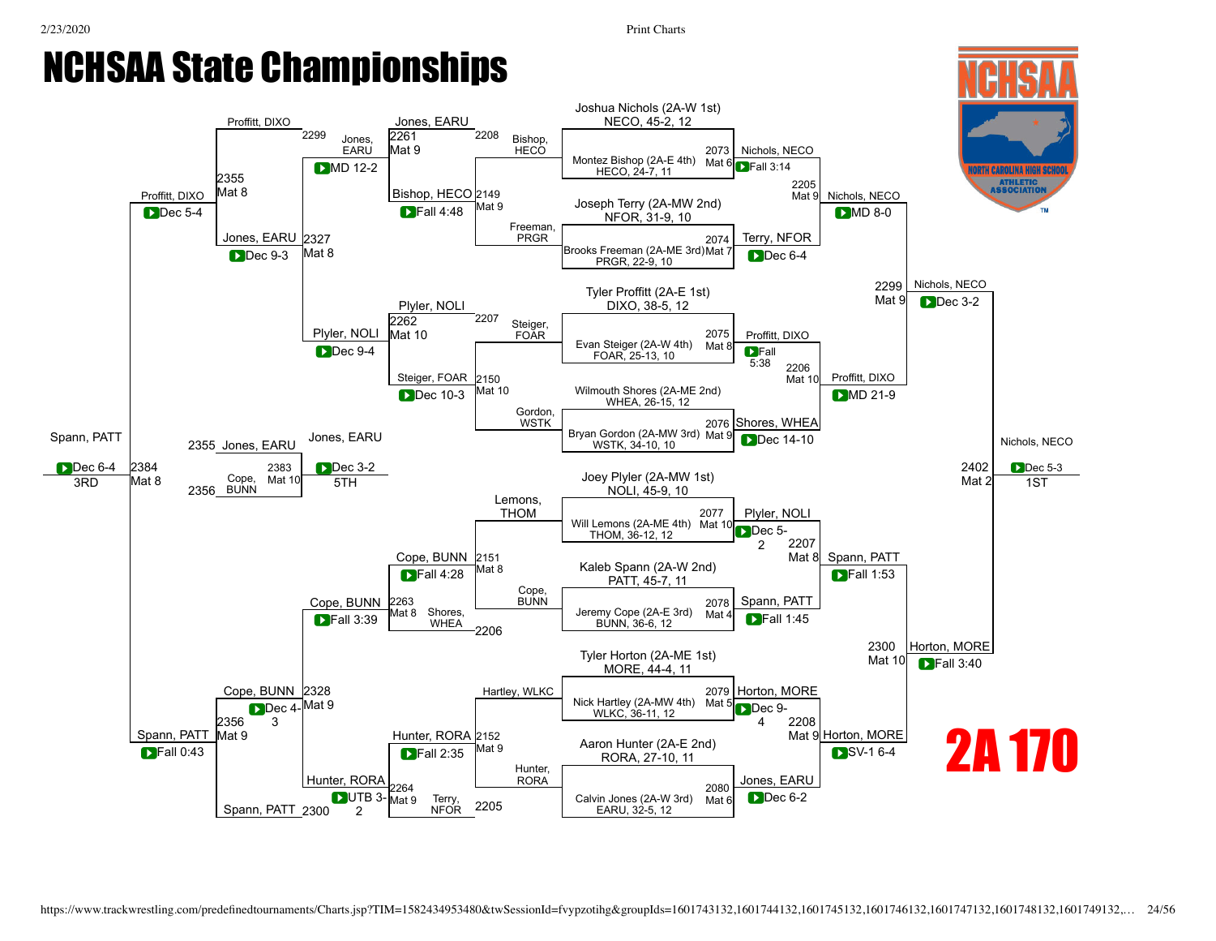# NCHSAA State Championships

## 2A 170

### Championship Bracket

**First Round**

| Bout | Mat | Wrestler 1 | Wrestler 2 | Winner | Result |
|---|---|---|---|---|---|
| 2073 | Mat 6 | Joshua Nichols (2A-W 1st) NECO, 45-2, 12 | Montez Bishop (2A-E 4th) HECO, 24-7, 11 | Nichols, NECO | Fall 3:14 |
| 2074 | Mat 7 | Joseph Terry (2A-MW 2nd) NFOR, 31-9, 10 | Brooks Freeman (2A-ME 3rd) PRGR, 22-9, 10 | Terry, NFOR | Dec 6-4 |
| 2075 | Mat 8 | Tyler Proffitt (2A-E 1st) DIXO, 38-5, 12 | Evan Steiger (2A-W 4th) FOAR, 25-13, 10 | Proffitt, DIXO | Fall 5:38 |
| 2076 | Mat 9 | Wilmouth Shores (2A-ME 2nd) WHEA, 26-15, 12 | Bryan Gordon (2A-MW 3rd) WSTK, 34-10, 10 | Shores, WHEA | Dec 14-10 |
| 2077 | Mat 10 | Joey Plyler (2A-MW 1st) NOLI, 45-9, 10 | Will Lemons (2A-ME 4th) THOM, 36-12, 12 | Plyler, NOLI | Dec 5-2 |
| 2078 | Mat 4 | Kaleb Spann (2A-W 2nd) PATT, 45-7, 11 | Jeremy Cope (2A-E 3rd) BUNN, 36-6, 12 | Spann, PATT | Fall 1:45 |
| 2079 | Mat 5 | Tyler Horton (2A-ME 1st) MORE, 44-4, 11 | Nick Hartley (2A-MW 4th) WLKC, 36-11, 12 | Horton, MORE | Dec 9-4 |
| 2080 | Mat 6 | Aaron Hunter (2A-E 2nd) RORA, 27-10, 11 | Calvin Jones (2A-W 3rd) EARU, 32-5, 12 | Jones, EARU | Dec 6-2 |

**Quarterfinals**

| Bout | Mat | Wrestler 1 | Wrestler 2 | Winner | Result |
|---|---|---|---|---|---|
| 2205 | Mat 9 | Nichols, NECO | Terry, NFOR | Nichols, NECO | MD 8-0 |
| 2206 | Mat 10 | Proffitt, DIXO | Shores, WHEA | Proffitt, DIXO | MD 21-9 |
| 2207 | Mat 8 | Plyler, NOLI | Spann, PATT | Spann, PATT | Fall 1:53 |
| 2208 | Mat 9 | Horton, MORE | Jones, EARU | Horton, MORE | SV-1 6-4 |

**Semifinals**

| Bout | Mat | Wrestler 1 | Wrestler 2 | Winner | Result |
|---|---|---|---|---|---|
| 2299 | Mat 9 | Nichols, NECO | Proffitt, DIXO | Nichols, NECO | Dec 3-2 |
| 2300 | Mat 10 | Spann, PATT | Horton, MORE | Horton, MORE | Fall 3:40 |

**Final (1st Place)**

| Bout | Mat | Wrestler 1 | Wrestler 2 | Winner | Result |
|---|---|---|---|---|---|
| 2402 | Mat 2 | Nichols, NECO | Horton, MORE | Nichols, NECO | Dec 5-3 — 1ST |

### Consolation Bracket

**Consolation Round 1**

| Bout | Mat | Wrestler 1 | Wrestler 2 | Winner | Result |
|---|---|---|---|---|---|
| 2149 | Mat 9 | Bishop, HECO | Freeman, PRGR | Bishop, HECO | Fall 4:48 |
| 2150 | Mat 10 | Steiger, FOAR | Gordon, WSTK | Steiger, FOAR | Dec 10-3 |
| 2151 | Mat 8 | Lemons, THOM | Cope, BUNN | Cope, BUNN | Fall 4:28 |
| 2152 | Mat 9 | Hartley, WLKC | Hunter, RORA | Hunter, RORA | Fall 2:35 |

**Consolation Round 2**

| Bout | Mat | Wrestler 1 | Wrestler 2 | Winner | Result |
|---|---|---|---|---|---|
| 2261 | Mat 9 | Jones, EARU | Bishop, HECO | Jones, EARU | MD 12-2 |
| 2262 | Mat 10 | Plyler, NOLI | Steiger, FOAR | Plyler, NOLI | Dec 9-4 |
| 2263 | Mat 8 | Cope, BUNN | Shores, WHEA | Cope, BUNN | Fall 3:39 |
| 2264 | Mat 9 | Hunter, RORA | Terry, NFOR | Hunter, RORA | UTB 3-2 |

**Consolation Quarterfinals**

| Bout | Mat | Wrestler 1 | Wrestler 2 | Winner | Result |
|---|---|---|---|---|---|
| 2327 | Mat 8 | Jones, EARU | Plyler, NOLI | Jones, EARU | Dec 9-3 |
| 2328 | Mat 9 | Cope, BUNN | Hunter, RORA | Cope, BUNN | Dec 4-3 |

**Consolation Semifinals**

| Bout | Mat | Wrestler 1 | Wrestler 2 | Winner | Result |
|---|---|---|---|---|---|
| 2355 | Mat 8 | Proffitt, DIXO | Jones, EARU | Proffitt, DIXO | Dec 5-4 |
| 2356 | Mat 9 | Cope, BUNN | Spann, PATT | Spann, PATT | Fall 0:43 |

**Placement Matches**

| Bout | Mat | Wrestler 1 | Wrestler 2 | Winner | Result |
|---|---|---|---|---|---|
| 2384 | Mat 8 | Proffitt, DIXO | Spann, PATT | Spann, PATT | Dec 6-4 — 3RD |
| 2383 | Mat 10 | Jones, EARU | Cope, BUNN | Jones, EARU | Dec 3-2 — 5TH |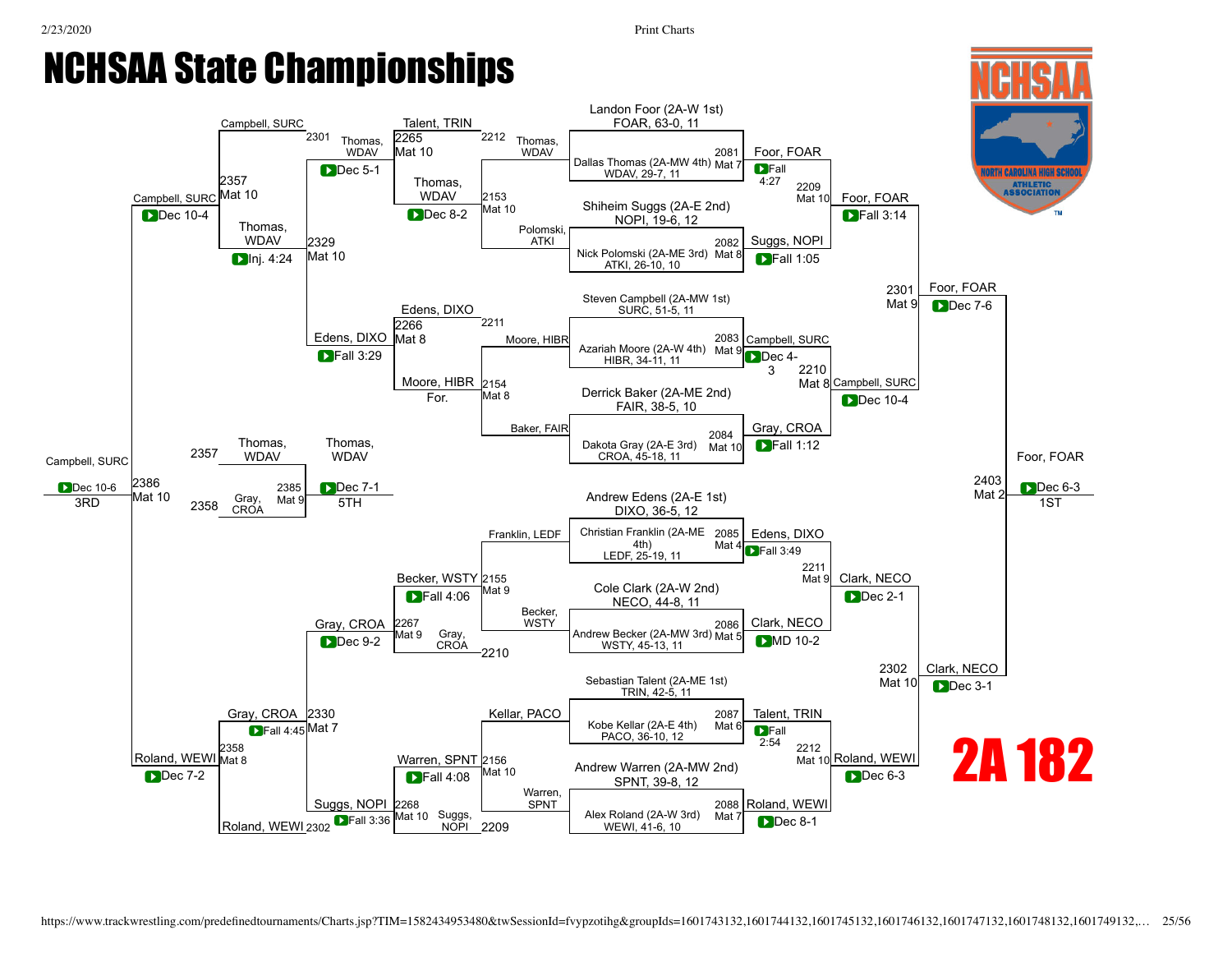# NCHSAA State Championships

## 2A 182

### Championship Bracket

**First Round**

- Match 2081 (Mat 7): Landon Foor (2A-W 1st), FOAR, 63-0, 11 vs. Dallas Thomas (2A-MW 4th), WDAV, 29-7, 11 — Foor, FOAR — Fall 4:27
- Match 2082 (Mat 8): Shiheim Suggs (2A-E 2nd), NOPI, 19-6, 12 vs. Nick Polomski (2A-ME 3rd), ATKI, 26-10, 10 — Suggs, NOPI — Fall 1:05
- Match 2083 (Mat 9): Steven Campbell (2A-MW 1st), SURC, 51-5, 11 vs. Azariah Moore (2A-W 4th), HIBR, 34-11, 11 — Campbell, SURC — Dec 4-3
- Match 2084 (Mat 10): Derrick Baker (2A-ME 2nd), FAIR, 38-5, 10 vs. Dakota Gray (2A-E 3rd), CROA, 45-18, 11 — Gray, CROA — Fall 1:12
- Match 2085 (Mat 4): Andrew Edens (2A-E 1st), DIXO, 36-5, 12 vs. Christian Franklin (2A-ME 4th), LEDF, 25-19, 11 — Edens, DIXO — Fall 3:49
- Match 2086 (Mat 5): Cole Clark (2A-W 2nd), NECO, 44-8, 11 vs. Andrew Becker (2A-MW 3rd), WSTY, 45-13, 11 — Clark, NECO — MD 10-2
- Match 2087 (Mat 6): Sebastian Talent (2A-ME 1st), TRIN, 42-5, 11 vs. Kobe Kellar (2A-E 4th), PACO, 36-10, 12 — Talent, TRIN — Fall 2:54
- Match 2088 (Mat 7): Andrew Warren (2A-MW 2nd), SPNT, 39-8, 12 vs. Alex Roland (2A-W 3rd), WEWI, 41-6, 10 — Roland, WEWI — Dec 8-1

**Quarterfinals**

- Match 2209 (Mat 10): Foor, FOAR vs. Suggs, NOPI — Foor, FOAR — Fall 3:14
- Match 2210 (Mat 8): Campbell, SURC vs. Gray, CROA — Campbell, SURC — Dec 10-4
- Match 2211 (Mat 9): Edens, DIXO vs. Clark, NECO — Clark, NECO — Dec 2-1
- Match 2212 (Mat 10): Talent, TRIN vs. Roland, WEWI — Roland, WEWI — Dec 6-3

**Semifinals**

- Match 2301 (Mat 9): Foor, FOAR vs. Campbell, SURC — Foor, FOAR — Dec 7-6
- Match 2302 (Mat 10): Clark, NECO vs. Roland, WEWI — Clark, NECO — Dec 3-1

**Final**

- Match 2403 (Mat 2): Foor, FOAR vs. Clark, NECO — Foor, FOAR — Dec 6-3 — **1ST**

### Consolation Bracket

**Consolation Round 1**

- Match 2153 (Mat 10): Thomas, WDAV vs. Polomski, ATKI — Thomas, WDAV — Dec 8-2
- Match 2154 (Mat 8): Moore, HIBR vs. Baker, FAIR — Moore, HIBR — For.
- Match 2155 (Mat 9): Franklin, LEDF vs. Becker, WSTY — Becker, WSTY — Fall 4:06
- Match 2156 (Mat 10): Kellar, PACO vs. Warren, SPNT — Warren, SPNT — Fall 4:08

**Consolation Round 2**

- Match 2265 (Mat 10): Talent, TRIN vs. Thomas, WDAV — Thomas, WDAV — Dec 5-1
- Match 2266 (Mat 8): Edens, DIXO vs. Moore, HIBR — Edens, DIXO — Fall 3:29
- Match 2267 (Mat 9): Becker, WSTY vs. Gray, CROA — Gray, CROA — Dec 9-2
- Match 2268 (Mat 10): Warren, SPNT vs. Suggs, NOPI — Suggs, NOPI — Fall 3:36

**Consolation Semifinals**

- Match 2329 (Mat 10): Campbell, SURC vs. Thomas, WDAV — Campbell, SURC — Inj. 4:24
- Match 2330 (Mat 7): Gray, CROA vs. Roland, WEWI — Gray, CROA — Fall 4:45

**3rd Place**

- Match 2386 (Mat 10): Campbell, SURC vs. Roland, WEWI — Campbell, SURC — Dec 10-6 — **3RD**

Note: Campbell, SURC — Dec 10-4; Roland, WEWI — Dec 7-2 (preceding consolation results, as shown on bracket)

**5th Place**

- Match 2385 (Mat 9): Thomas, WDAV vs. Gray, CROA — Thomas, WDAV — Dec 7-1 — **5TH**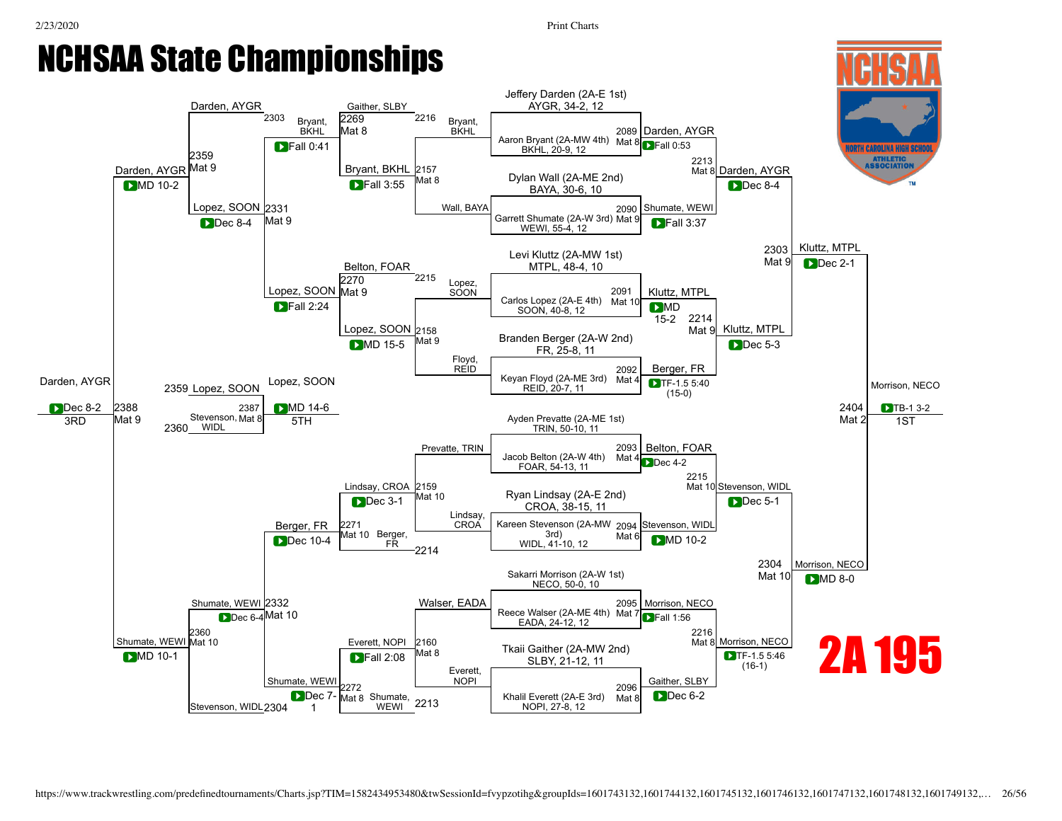# NCHSAA State Championships

## 2A 195

### Championship Bracket – First Round

| Match | Mat | Wrestler 1 | Wrestler 2 | Winner | Result |
|---|---|---|---|---|---|
| 2089 | Mat 8 | Jeffery Darden (2A-E 1st) AYGR, 34-2, 12 | Aaron Bryant (2A-MW 4th) BKHL, 20-9, 12 | Darden, AYGR | Fall 0:53 |
| 2090 | Mat 9 | Dylan Wall (2A-ME 2nd) BAYA, 30-6, 10 | Garrett Shumate (2A-W 3rd) WEWI, 55-4, 12 | Shumate, WEWI | Fall 3:37 |
| 2091 | Mat 10 | Levi Kluttz (2A-MW 1st) MTPL, 48-4, 10 | Carlos Lopez (2A-E 4th) SOON, 40-8, 12 | Kluttz, MTPL | MD 15-2 |
| 2092 | Mat 4 | Branden Berger (2A-W 2nd) FR, 25-8, 11 | Keyan Floyd (2A-ME 3rd) REID, 20-7, 11 | Berger, FR | TF-1.5 5:40 (15-0) |
| 2093 | Mat 4 | Ayden Prevatte (2A-ME 1st) TRIN, 50-10, 11 | Jacob Belton (2A-W 4th) FOAR, 54-13, 11 | Belton, FOAR | Dec 4-2 |
| 2094 | Mat 6 | Ryan Lindsay (2A-E 2nd) CROA, 38-15, 11 | Kareen Stevenson (2A-MW 3rd) WIDL, 41-10, 12 | Stevenson, WIDL | MD 10-2 |
| 2095 | Mat 7 | Sakarri Morrison (2A-W 1st) NECO, 50-0, 10 | Reece Walser (2A-ME 4th) EADA, 24-12, 12 | Morrison, NECO | Fall 1:56 |
| 2096 | Mat 8 | Tkaii Gaither (2A-MW 2nd) SLBY, 21-12, 11 | Khalil Everett (2A-E 3rd) NOPI, 27-8, 12 | Gaither, SLBY | Dec 6-2 |

### Championship Bracket – Quarterfinals, Semifinals, Finals

| Match | Mat | Wrestler 1 | Wrestler 2 | Winner | Result |
|---|---|---|---|---|---|
| 2213 | Mat 8 | Darden, AYGR | Shumate, WEWI | Darden, AYGR | Dec 8-4 |
| 2214 | Mat 9 | Kluttz, MTPL | Berger, FR | Kluttz, MTPL | Dec 5-3 |
| 2215 | Mat 10 | Belton, FOAR | Stevenson, WIDL | Stevenson, WIDL | Dec 5-1 |
| 2216 | Mat 8 | Morrison, NECO | Gaither, SLBY | Morrison, NECO | TF-1.5 5:46 (16-1) |
| 2303 | Mat 9 | Darden, AYGR | Kluttz, MTPL | Kluttz, MTPL | Dec 2-1 |
| 2304 | Mat 10 | Stevenson, WIDL | Morrison, NECO | Morrison, NECO | MD 8-0 |
| 2404 | Mat 2 | Kluttz, MTPL | Morrison, NECO | Morrison, NECO (1ST) | TB-1 3-2 |

### Consolation Bracket

| Match | Mat | Wrestler 1 | Wrestler 2 | Winner | Result |
|---|---|---|---|---|---|
| 2157 | Mat 8 | Bryant, BKHL | Wall, BAYA | Bryant, BKHL | Fall 3:55 |
| 2158 | Mat 9 | Lopez, SOON | Floyd, REID | Lopez, SOON | MD 15-5 |
| 2159 | Mat 10 | Prevatte, TRIN | Lindsay, CROA | Lindsay, CROA | Dec 3-1 |
| 2160 | Mat 8 | Walser, EADA | Everett, NOPI | Everett, NOPI | Fall 2:08 |
| 2269 | Mat 8 | Gaither, SLBY | Bryant, BKHL | Bryant, BKHL | Fall 0:41 |
| 2270 | Mat 9 | Belton, FOAR | Lopez, SOON | Lopez, SOON | Fall 2:24 |
| 2271 | Mat 10 | Lindsay, CROA | Berger, FR | Berger, FR | Dec 10-4 |
| 2272 | Mat 8 | Everett, NOPI | Shumate, WEWI | Shumate, WEWI | Dec 7-1 |
| 2331 | Mat 9 | Bryant, BKHL | Lopez, SOON | Lopez, SOON | Dec 8-4 |
| 2332 | Mat 10 | Berger, FR | Shumate, WEWI | Shumate, WEWI | Dec 6-4 |
| 2359 | Mat 9 | Darden, AYGR | Lopez, SOON | Darden, AYGR | MD 10-2 |
| 2360 | Mat 10 | Shumate, WEWI | Stevenson, WIDL | Shumate, WEWI | MD 10-1 |
| 2387 | Mat 8 | Lopez, SOON | Stevenson, WIDL | Lopez, SOON (5TH) | MD 14-6 |
| 2388 | Mat 9 | Darden, AYGR | Shumate, WEWI | Darden, AYGR (3RD) | Dec 8-2 |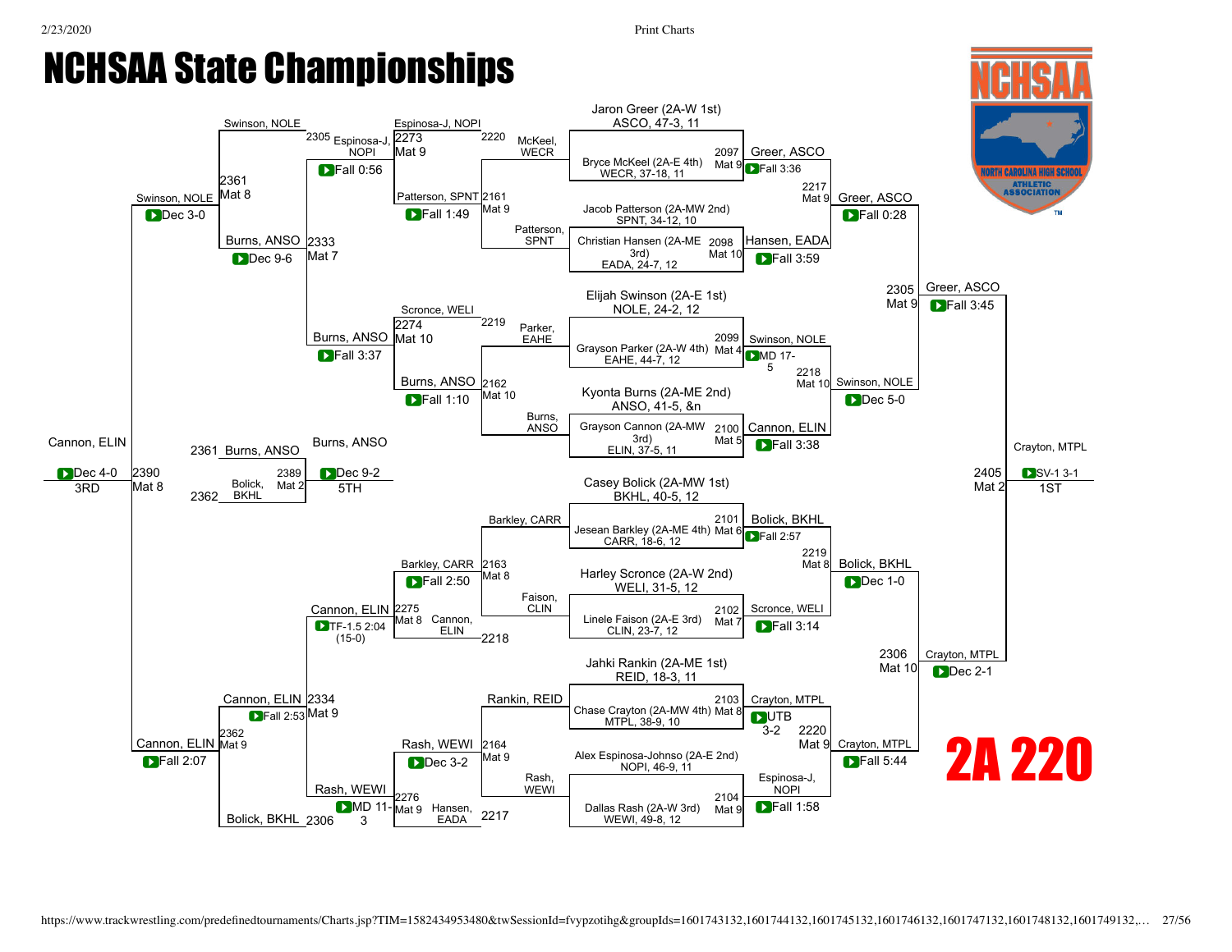# NCHSAA State Championships

# 2A 220

## Championship Bracket

### Quarterfinal Seeds

| Bout | Mat | Wrestler 1 | Wrestler 2 | Winner | Result |
|---|---|---|---|---|---|
| 2097 | Mat 9 | Jaron Greer (2A-W 1st), ASCO, 47-3, 11 | Bryce McKeel (2A-E 4th), WECR, 37-18, 11 | Greer, ASCO | Fall 3:36 |
| 2098 | Mat 10 | Jacob Patterson (2A-MW 2nd), SPNT, 34-12, 10 | Christian Hansen (2A-ME 3rd), EADA, 24-7, 12 | Hansen, EADA | Fall 3:59 |
| 2099 | Mat 4 | Elijah Swinson (2A-E 1st), NOLE, 24-2, 12 | Grayson Parker (2A-W 4th), EAHE, 44-7, 12 | Swinson, NOLE | MD 17-5 |
| 2100 | Mat 5 | Kyonta Burns (2A-ME 2nd), ANSO, 41-5, &n | Grayson Cannon (2A-MW 3rd), ELIN, 37-5, 11 | Cannon, ELIN | Fall 3:38 |
| 2101 | Mat 6 | Casey Bolick (2A-MW 1st), BKHL, 40-5, 12 | Jesean Barkley (2A-ME 4th), CARR, 18-6, 12 | Bolick, BKHL | Fall 2:57 |
| 2102 | Mat 7 | Harley Scronce (2A-W 2nd), WELI, 31-5, 12 | Linele Faison (2A-E 3rd), CLIN, 23-7, 12 | Scronce, WELI | Fall 3:14 |
| 2103 | Mat 8 | Jahki Rankin (2A-ME 1st), REID, 18-3, 11 | Chase Crayton (2A-MW 4th), MTPL, 38-9, 10 | Crayton, MTPL | UTB 3-2 |
| 2104 | Mat 9 | Alex Espinosa-Johnso (2A-E 2nd), NOPI, 46-9, 11 | Dallas Rash (2A-W 3rd), WEWI, 49-8, 12 | Espinosa-J, NOPI | Fall 1:58 |

### Championship Semifinals

| Bout | Mat | Wrestler 1 | Wrestler 2 | Winner | Result |
|---|---|---|---|---|---|
| 2217 | Mat 9 | Greer, ASCO | Hansen, EADA | Greer, ASCO | Fall 0:28 |
| 2218 | Mat 10 | Swinson, NOLE | Cannon, ELIN | Swinson, NOLE | Dec 5-0 |
| 2219 | Mat 8 | Bolick, BKHL | Scronce, WELI | Bolick, BKHL | Dec 1-0 |
| 2220 | Mat 9 | Crayton, MTPL | Espinosa-J, NOPI | Crayton, MTPL | Fall 5:44 |

### Championship Semifinals (Round 2)

| Bout | Mat | Wrestler 1 | Wrestler 2 | Winner | Result |
|---|---|---|---|---|---|
| 2305 | Mat 9 | Greer, ASCO | Swinson, NOLE | Greer, ASCO | Fall 3:45 |
| 2306 | Mat 10 | Bolick, BKHL | Crayton, MTPL | Crayton, MTPL | Dec 2-1 |

### 1st Place

| Bout | Mat | Wrestler 1 | Wrestler 2 | Winner | Result |
|---|---|---|---|---|---|
| 2405 | Mat 2 | Greer, ASCO | Crayton, MTPL | Crayton, MTPL | SV-1 3-1 |

## Consolation Bracket

### Consolation Round 1

| Bout | Mat | Wrestler 1 | Wrestler 2 | Winner | Result |
|---|---|---|---|---|---|
| 2161 | Mat 9 | McKeel, WECR | Patterson, SPNT | Patterson, SPNT | Fall 1:49 |
| 2162 | Mat 10 | Parker, EAHE | Burns, ANSO | Burns, ANSO | Fall 1:10 |
| 2163 | Mat 8 | Barkley, CARR | Faison, CLIN | Barkley, CARR | Fall 2:50 |
| 2164 | Mat 9 | Rankin, REID | Rash, WEWI | Rash, WEWI | Dec 3-2 |

### Consolation Round 2

| Bout | Mat | Wrestler 1 | Wrestler 2 | Winner | Result |
|---|---|---|---|---|---|
| 2273 | Mat 9 | Espinosa-J, NOPI (L 2220) | Patterson, SPNT | Espinosa-J, NOPI | Fall 0:56 |
| 2274 | Mat 10 | Scronce, WELI (L 2219) | Burns, ANSO | Burns, ANSO | Fall 3:37 |
| 2275 | Mat 8 | Barkley, CARR | Cannon, ELIN (L 2218) | Cannon, ELIN | TF-1.5 2:04 (15-0) |
| 2276 | Mat 9 | Rash, WEWI | Hansen, EADA (L 2217) | Rash, WEWI | MD 11-3 |

### Consolation Semifinals

| Bout | Mat | Wrestler 1 | Wrestler 2 | Winner | Result |
|---|---|---|---|---|---|
| 2333 | Mat 7 | Swinson, NOLE (L 2305) | Espinosa-J, NOPI | Burns, ANSO | Dec 9-6 |
| 2334 | Mat 9 | Cannon, ELIN | Rash, WEWI | Cannon, ELIN | Fall 2:53 |

*Note: Bout 2333 bracket shows Espinosa-J, NOPI vs Burns, ANSO, with winner Burns, ANSO (Dec 9-6).*

### Consolation Finals

| Bout | Mat | Wrestler 1 | Wrestler 2 | Winner | Result |
|---|---|---|---|---|---|
| 2361 | Mat 8 | Swinson, NOLE | Burns, ANSO | Swinson, NOLE | Dec 3-0 |
| 2362 | Mat 9 | Cannon, ELIN | Bolick, BKHL | Cannon, ELIN | Fall 2:07 |

### 3rd Place

| Bout | Mat | Wrestler 1 | Wrestler 2 | Winner | Result |
|---|---|---|---|---|---|
| 2390 | Mat 8 | Swinson, NOLE | Cannon, ELIN | Cannon, ELIN | Dec 4-0 |

### 5th Place

| Bout | Mat | Wrestler 1 | Wrestler 2 | Winner | Result |
|---|---|---|---|---|---|
| 2389 | Mat 2 | Burns, ANSO (L 2361) | Bolick, BKHL (L 2362) | Burns, ANSO | Dec 9-2 |

## Final Placements

| Place | Wrestler |
|---|---|
| 1ST | Crayton, MTPL |
| 3RD | Cannon, ELIN |
| 5TH | Burns, ANSO |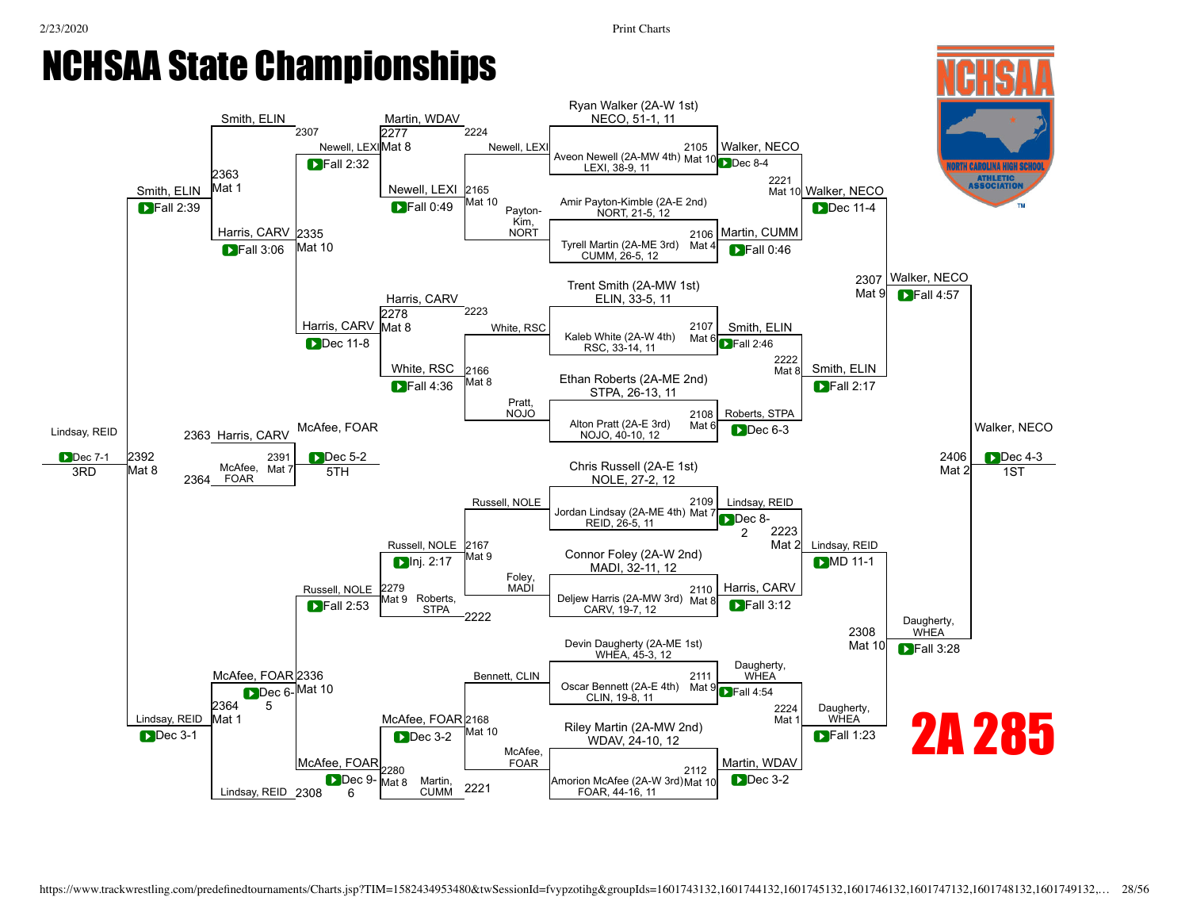# NCHSAA State Championships

## 2A 285

### Championship Bracket

Ryan Walker (2A-W 1st)
NECO, 51-1, 11

Aveon Newell (2A-MW 4th)
LEXI, 38-9, 11

2105 Mat 10 — Walker, NECO — Dec 8-4

Amir Payton-Kimble (2A-E 2nd)
NORT, 21-5, 12

Tyrell Martin (2A-ME 3rd)
CUMM, 26-5, 12

2106 Mat 4 — Martin, CUMM — Fall 0:46

2221 Mat 10 — Walker, NECO — Dec 11-4

Trent Smith (2A-MW 1st)
ELIN, 33-5, 11

Kaleb White (2A-W 4th)
RSC, 33-14, 11

2107 Mat 6 — Smith, ELIN — Fall 2:46

Ethan Roberts (2A-ME 2nd)
STPA, 26-13, 11

Alton Pratt (2A-E 3rd)
NOJO, 40-10, 12

2108 Mat 6 — Roberts, STPA — Dec 6-3

2222 Mat 8 — Smith, ELIN — Fall 2:17

2307 Mat 9 — Walker, NECO — Fall 4:57

Chris Russell (2A-E 1st)
NOLE, 27-2, 12

Jordan Lindsay (2A-ME 4th)
REID, 26-5, 11

2109 Mat 7 — Lindsay, REID — Dec 8-2

Connor Foley (2A-W 2nd)
MADI, 32-11, 12

Deljew Harris (2A-MW 3rd)
CARV, 19-7, 12

2110 Mat 8 — Harris, CARV — Fall 3:12

2223 Mat 2 — Lindsay, REID — MD 11-1

Devin Daugherty (2A-ME 1st)
WHEA, 45-3, 12

Oscar Bennett (2A-E 4th)
CLIN, 19-8, 11

2111 Mat 9 — Daugherty, WHEA — Fall 4:54

Riley Martin (2A-MW 2nd)
WDAV, 24-10, 12

Amorion McAfee (2A-W 3rd)
FOAR, 44-16, 11

2112 Mat 10 — Martin, WDAV — Dec 3-2

2224 Mat 1 — Daugherty, WHEA — Fall 1:23

2308 Mat 10 — Daugherty, WHEA — Fall 3:28

2406 Mat 2 — Walker, NECO — Dec 4-3 — 1ST

### Consolation Bracket

2165 Mat 10: Newell, LEXI vs Payton-Kimb, NORT — Newell, LEXI — Fall 0:49

2277 Mat 8: Martin, WDAV vs Newell, LEXI (2224) — Newell, LEXI — Fall 2:32

2166 Mat 8: White, RSC vs Pratt, NOJO — White, RSC — Fall 4:36

2278 Mat 8: Harris, CARV vs White, RSC (2223) — Harris, CARV — Dec 11-8

2335 Mat 10: Newell, LEXI vs Harris, CARV — Harris, CARV — Fall 3:06

2307: Smith, ELIN

2363 Mat 1: Smith, ELIN vs Harris, CARV — Smith, ELIN — Fall 2:39

2167 Mat 9: Russell, NOLE vs Foley, MADI — Russell, NOLE — Inj. 2:17

2279 Mat 9: Russell, NOLE vs Roberts, STPA (2222) — Russell, NOLE — Fall 2:53

2168 Mat 10: Bennett, CLIN vs McAfee, FOAR — McAfee, FOAR — Dec 3-2

2280 Mat 8: McAfee, FOAR vs Martin, CUMM (2221) — McAfee, FOAR — Dec 9-6

2336 Mat 10: Russell, NOLE vs McAfee, FOAR — McAfee, FOAR — Dec 6-5

2308: Lindsay, REID

2364 Mat 1: McAfee, FOAR vs Lindsay, REID — Lindsay, REID — Dec 3-1

2392 Mat 8: Smith, ELIN vs Lindsay, REID — Lindsay, REID — Dec 7-1 — 3RD

2391 Mat 7: Harris, CARV (2363) vs McAfee, FOAR (2364) — McAfee, FOAR — Dec 5-2 — 5TH